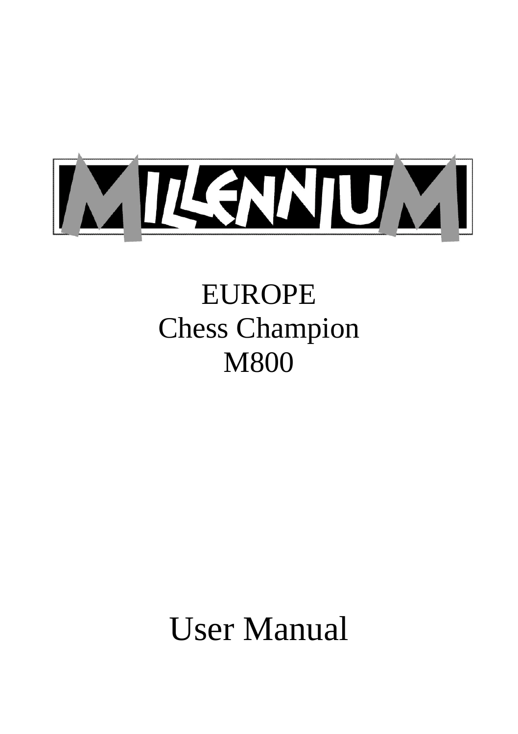# MILLENNIUM

EUROPE
Chess Champion
M800

User Manual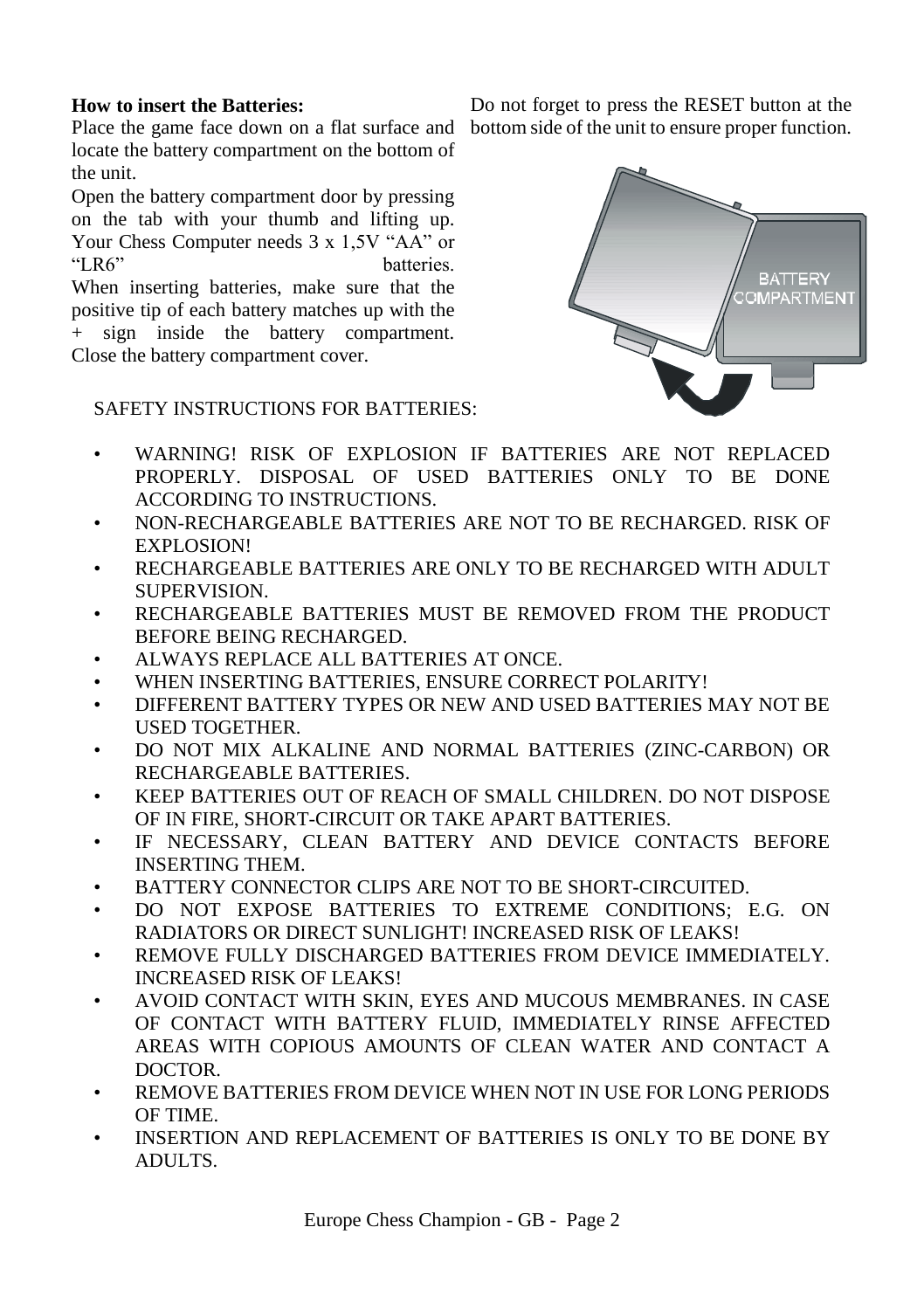**How to insert the Batteries:**

Place the game face down on a flat surface and locate the battery compartment on the bottom of the unit.

Open the battery compartment door by pressing on the tab with your thumb and lifting up. Your Chess Computer needs 3 x 1,5V "AA" or "LR6" batteries.

When inserting batteries, make sure that the positive tip of each battery matches up with the + sign inside the battery compartment. Close the battery compartment cover.

Do not forget to press the RESET button at the bottom side of the unit to ensure proper function.

SAFETY INSTRUCTIONS FOR BATTERIES:

- WARNING! RISK OF EXPLOSION IF BATTERIES ARE NOT REPLACED PROPERLY. DISPOSAL OF USED BATTERIES ONLY TO BE DONE ACCORDING TO INSTRUCTIONS.
- NON-RECHARGEABLE BATTERIES ARE NOT TO BE RECHARGED. RISK OF EXPLOSION!
- RECHARGEABLE BATTERIES ARE ONLY TO BE RECHARGED WITH ADULT SUPERVISION.
- RECHARGEABLE BATTERIES MUST BE REMOVED FROM THE PRODUCT BEFORE BEING RECHARGED.
- ALWAYS REPLACE ALL BATTERIES AT ONCE.
- WHEN INSERTING BATTERIES, ENSURE CORRECT POLARITY!
- DIFFERENT BATTERY TYPES OR NEW AND USED BATTERIES MAY NOT BE USED TOGETHER.
- DO NOT MIX ALKALINE AND NORMAL BATTERIES (ZINC-CARBON) OR RECHARGEABLE BATTERIES.
- KEEP BATTERIES OUT OF REACH OF SMALL CHILDREN. DO NOT DISPOSE OF IN FIRE, SHORT-CIRCUIT OR TAKE APART BATTERIES.
- IF NECESSARY, CLEAN BATTERY AND DEVICE CONTACTS BEFORE INSERTING THEM.
- BATTERY CONNECTOR CLIPS ARE NOT TO BE SHORT-CIRCUITED.
- DO NOT EXPOSE BATTERIES TO EXTREME CONDITIONS; E.G. ON RADIATORS OR DIRECT SUNLIGHT! INCREASED RISK OF LEAKS!
- REMOVE FULLY DISCHARGED BATTERIES FROM DEVICE IMMEDIATELY. INCREASED RISK OF LEAKS!
- AVOID CONTACT WITH SKIN, EYES AND MUCOUS MEMBRANES. IN CASE OF CONTACT WITH BATTERY FLUID, IMMEDIATELY RINSE AFFECTED AREAS WITH COPIOUS AMOUNTS OF CLEAN WATER AND CONTACT A DOCTOR.
- REMOVE BATTERIES FROM DEVICE WHEN NOT IN USE FOR LONG PERIODS OF TIME.
- INSERTION AND REPLACEMENT OF BATTERIES IS ONLY TO BE DONE BY ADULTS.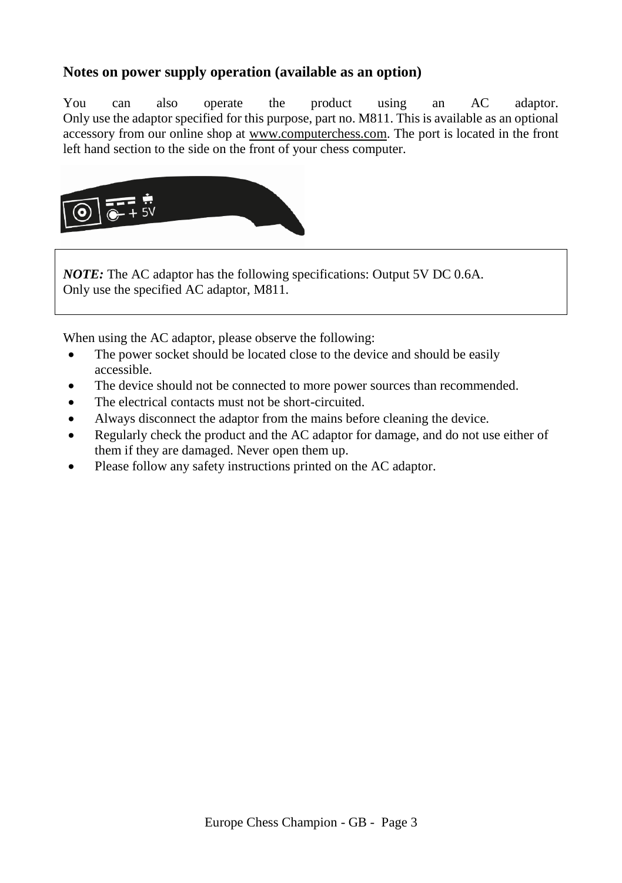### Notes on power supply operation (available as an option)

You can also operate the product using an AC adaptor. Only use the adaptor specified for this purpose, part no. M811. This is available as an optional accessory from our online shop at www.computerchess.com. The port is located in the front left hand section to the side on the front of your chess computer.

> ***NOTE:*** The AC adaptor has the following specifications: Output 5V DC 0.6A.
> Only use the specified AC adaptor, M811.

When using the AC adaptor, please observe the following:

- The power socket should be located close to the device and should be easily accessible.
- The device should not be connected to more power sources than recommended.
- The electrical contacts must not be short-circuited.
- Always disconnect the adaptor from the mains before cleaning the device.
- Regularly check the product and the AC adaptor for damage, and do not use either of them if they are damaged. Never open them up.
- Please follow any safety instructions printed on the AC adaptor.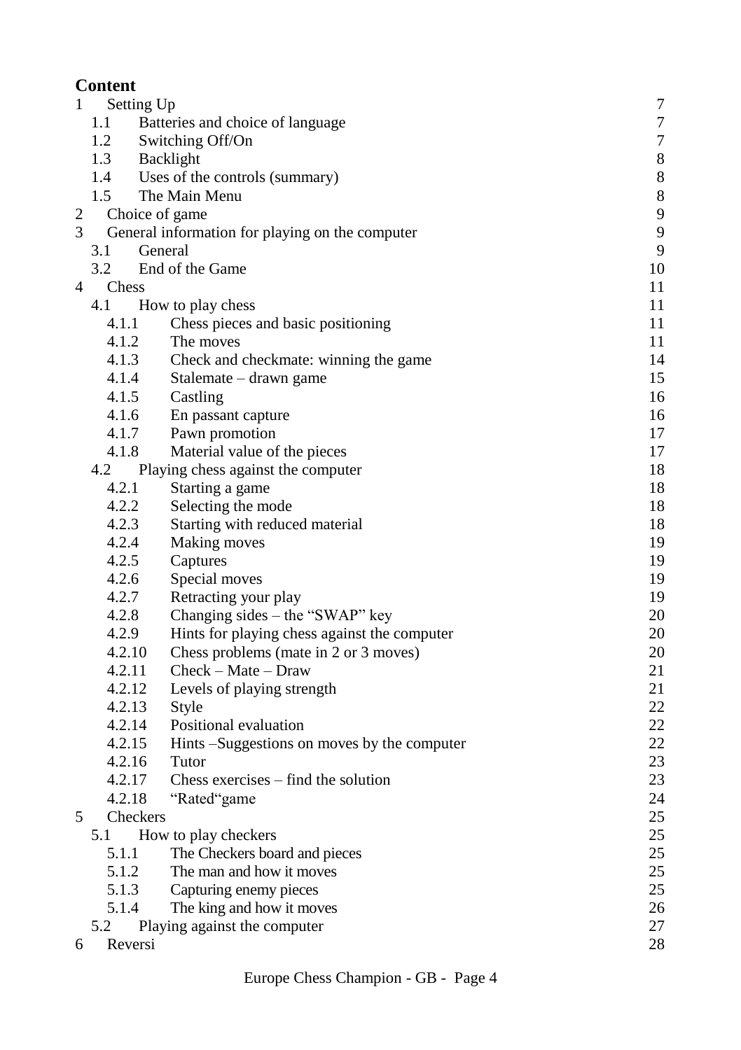## Content

| | | |
|---|---|---|
| 1 | Setting Up | 7 |
| 1.1 | Batteries and choice of language | 7 |
| 1.2 | Switching Off/On | 7 |
| 1.3 | Backlight | 8 |
| 1.4 | Uses of the controls (summary) | 8 |
| 1.5 | The Main Menu | 8 |
| 2 | Choice of game | 9 |
| 3 | General information for playing on the computer | 9 |
| 3.1 | General | 9 |
| 3.2 | End of the Game | 10 |
| 4 | Chess | 11 |
| 4.1 | How to play chess | 11 |
| 4.1.1 | Chess pieces and basic positioning | 11 |
| 4.1.2 | The moves | 11 |
| 4.1.3 | Check and checkmate: winning the game | 14 |
| 4.1.4 | Stalemate – drawn game | 15 |
| 4.1.5 | Castling | 16 |
| 4.1.6 | En passant capture | 16 |
| 4.1.7 | Pawn promotion | 17 |
| 4.1.8 | Material value of the pieces | 17 |
| 4.2 | Playing chess against the computer | 18 |
| 4.2.1 | Starting a game | 18 |
| 4.2.2 | Selecting the mode | 18 |
| 4.2.3 | Starting with reduced material | 18 |
| 4.2.4 | Making moves | 19 |
| 4.2.5 | Captures | 19 |
| 4.2.6 | Special moves | 19 |
| 4.2.7 | Retracting your play | 19 |
| 4.2.8 | Changing sides – the "SWAP" key | 20 |
| 4.2.9 | Hints for playing chess against the computer | 20 |
| 4.2.10 | Chess problems (mate in 2 or 3 moves) | 20 |
| 4.2.11 | Check – Mate – Draw | 21 |
| 4.2.12 | Levels of playing strength | 21 |
| 4.2.13 | Style | 22 |
| 4.2.14 | Positional evaluation | 22 |
| 4.2.15 | Hints –Suggestions on moves by the computer | 22 |
| 4.2.16 | Tutor | 23 |
| 4.2.17 | Chess exercises – find the solution | 23 |
| 4.2.18 | "Rated"game | 24 |
| 5 | Checkers | 25 |
| 5.1 | How to play checkers | 25 |
| 5.1.1 | The Checkers board and pieces | 25 |
| 5.1.2 | The man and how it moves | 25 |
| 5.1.3 | Capturing enemy pieces | 25 |
| 5.1.4 | The king and how it moves | 26 |
| 5.2 | Playing against the computer | 27 |
| 6 | Reversi | 28 |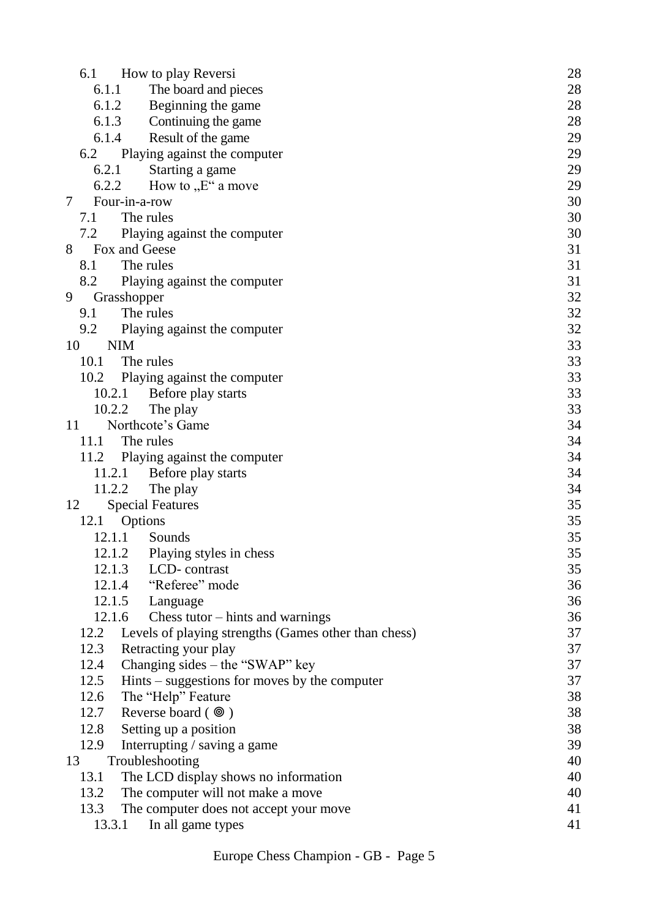| | | |
|---|---|---|
| 6.1 | How to play Reversi | 28 |
| 6.1.1 | The board and pieces | 28 |
| 6.1.2 | Beginning the game | 28 |
| 6.1.3 | Continuing the game | 28 |
| 6.1.4 | Result of the game | 29 |
| 6.2 | Playing against the computer | 29 |
| 6.2.1 | Starting a game | 29 |
| 6.2.2 | How to „E“ a move | 29 |
| 7 | Four-in-a-row | 30 |
| 7.1 | The rules | 30 |
| 7.2 | Playing against the computer | 30 |
| 8 | Fox and Geese | 31 |
| 8.1 | The rules | 31 |
| 8.2 | Playing against the computer | 31 |
| 9 | Grasshopper | 32 |
| 9.1 | The rules | 32 |
| 9.2 | Playing against the computer | 32 |
| 10 | NIM | 33 |
| 10.1 | The rules | 33 |
| 10.2 | Playing against the computer | 33 |
| 10.2.1 | Before play starts | 33 |
| 10.2.2 | The play | 33 |
| 11 | Northcote's Game | 34 |
| 11.1 | The rules | 34 |
| 11.2 | Playing against the computer | 34 |
| 11.2.1 | Before play starts | 34 |
| 11.2.2 | The play | 34 |
| 12 | Special Features | 35 |
| 12.1 | Options | 35 |
| 12.1.1 | Sounds | 35 |
| 12.1.2 | Playing styles in chess | 35 |
| 12.1.3 | LCD- contrast | 35 |
| 12.1.4 | "Referee" mode | 36 |
| 12.1.5 | Language | 36 |
| 12.1.6 | Chess tutor – hints and warnings | 36 |
| 12.2 | Levels of playing strengths (Games other than chess) | 37 |
| 12.3 | Retracting your play | 37 |
| 12.4 | Changing sides – the "SWAP" key | 37 |
| 12.5 | Hints – suggestions for moves by the computer | 37 |
| 12.6 | The "Help" Feature | 38 |
| 12.7 | Reverse board ( ◎ ) | 38 |
| 12.8 | Setting up a position | 38 |
| 12.9 | Interrupting / saving a game | 39 |
| 13 | Troubleshooting | 40 |
| 13.1 | The LCD display shows no information | 40 |
| 13.2 | The computer will not make a move | 40 |
| 13.3 | The computer does not accept your move | 41 |
| 13.3.1 | In all game types | 41 |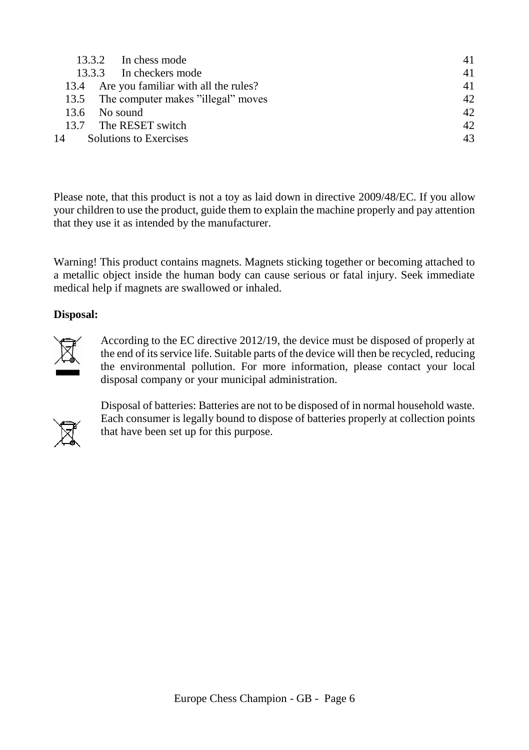13.3.2 In chess mode 41
13.3.3 In checkers mode 41
13.4 Are you familiar with all the rules? 41
13.5 The computer makes "illegal" moves 42
13.6 No sound 42
13.7 The RESET switch 42
14 Solutions to Exercises 43

Please note, that this product is not a toy as laid down in directive 2009/48/EC. If you allow your children to use the product, guide them to explain the machine properly and pay attention that they use it as intended by the manufacturer.

Warning! This product contains magnets. Magnets sticking together or becoming attached to a metallic object inside the human body can cause serious or fatal injury. Seek immediate medical help if magnets are swallowed or inhaled.

**Disposal:**

According to the EC directive 2012/19, the device must be disposed of properly at the end of its service life. Suitable parts of the device will then be recycled, reducing the environmental pollution. For more information, please contact your local disposal company or your municipal administration.

Disposal of batteries: Batteries are not to be disposed of in normal household waste. Each consumer is legally bound to dispose of batteries properly at collection points that have been set up for this purpose.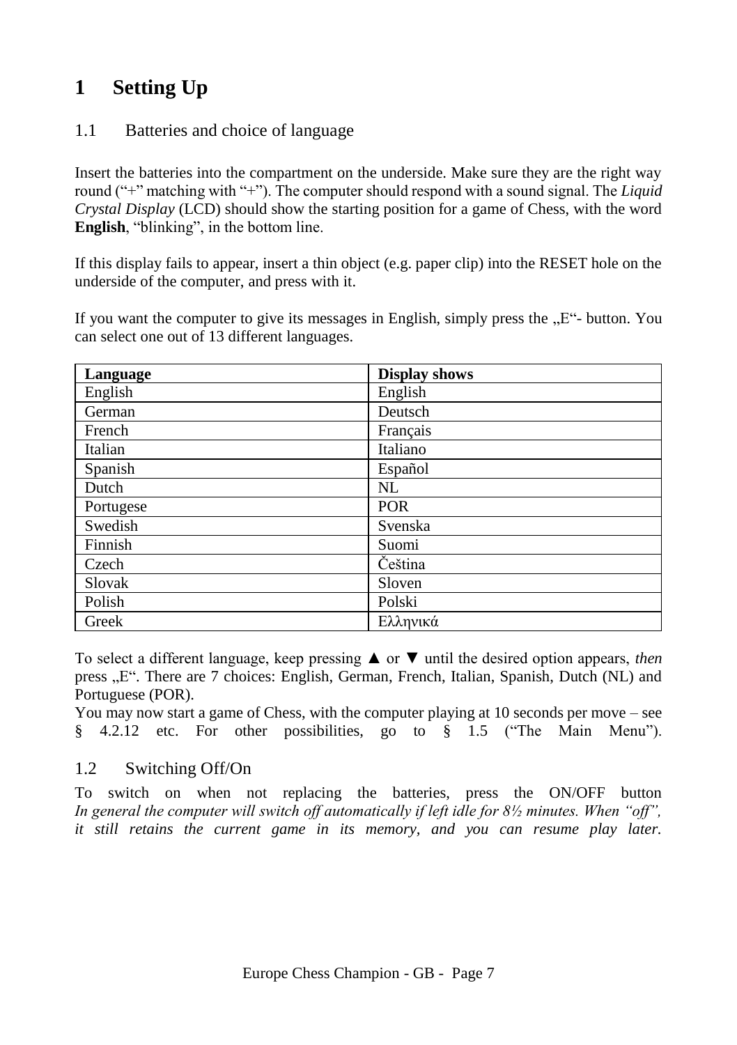# 1 Setting Up

## 1.1 Batteries and choice of language

Insert the batteries into the compartment on the underside. Make sure they are the right way round ("+" matching with "+"). The computer should respond with a sound signal. The *Liquid Crystal Display* (LCD) should show the starting position for a game of Chess, with the word **English**, "blinking", in the bottom line.

If this display fails to appear, insert a thin object (e.g. paper clip) into the RESET hole on the underside of the computer, and press with it.

If you want the computer to give its messages in English, simply press the „E"- button. You can select one out of 13 different languages.

| Language | Display shows |
|---|---|
| English | English |
| German | Deutsch |
| French | Français |
| Italian | Italiano |
| Spanish | Español |
| Dutch | NL |
| Portugese | POR |
| Swedish | Svenska |
| Finnish | Suomi |
| Czech | Čeština |
| Slovak | Sloven |
| Polish | Polski |
| Greek | Ελληνικά |

To select a different language, keep pressing ▲ or ▼ until the desired option appears, *then* press „E". There are 7 choices: English, German, French, Italian, Spanish, Dutch (NL) and Portuguese (POR).

You may now start a game of Chess, with the computer playing at 10 seconds per move – see § 4.2.12 etc. For other possibilities, go to § 1.5 ("The Main Menu").

## 1.2 Switching Off/On

To switch on when not replacing the batteries, press the ON/OFF button *In general the computer will switch off automatically if left idle for 8½ minutes. When "off", it still retains the current game in its memory, and you can resume play later.*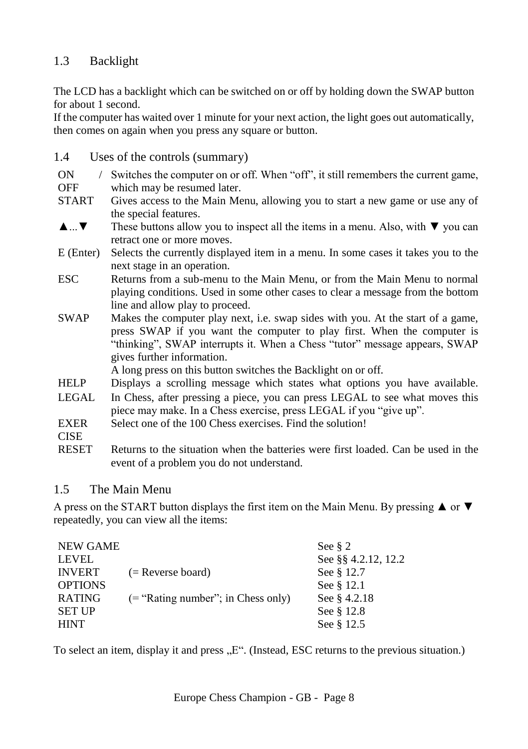## 1.3 Backlight

The LCD has a backlight which can be switched on or off by holding down the SWAP button for about 1 second.
If the computer has waited over 1 minute for your next action, the light goes out automatically, then comes on again when you press any square or button.

## 1.4 Uses of the controls (summary)

| | |
|---|---|
| ON / OFF | Switches the computer on or off. When "off", it still remembers the current game, which may be resumed later. |
| START | Gives access to the Main Menu, allowing you to start a new game or use any of the special features. |
| ▲...▼ | These buttons allow you to inspect all the items in a menu. Also, with ▼ you can retract one or more moves. |
| E (Enter) | Selects the currently displayed item in a menu. In some cases it takes you to the next stage in an operation. |
| ESC | Returns from a sub-menu to the Main Menu, or from the Main Menu to normal playing conditions. Used in some other cases to clear a message from the bottom line and allow play to proceed. |
| SWAP | Makes the computer play next, i.e. swap sides with you. At the start of a game, press SWAP if you want the computer to play first. When the computer is "thinking", SWAP interrupts it. When a Chess "tutor" message appears, SWAP gives further information. A long press on this button switches the Backlight on or off. |
| HELP | Displays a scrolling message which states what options you have available. |
| LEGAL | In Chess, after pressing a piece, you can press LEGAL to see what moves this piece may make. In a Chess exercise, press LEGAL if you "give up". |
| EXERCISE | Select one of the 100 Chess exercises. Find the solution! |
| RESET | Returns to the situation when the batteries were first loaded. Can be used in the event of a problem you do not understand. |

## 1.5 The Main Menu

A press on the START button displays the first item on the Main Menu. By pressing ▲ or ▼ repeatedly, you can view all the items:

| | | |
|---|---|---|
| NEW GAME | | See § 2 |
| LEVEL | | See §§ 4.2.12, 12.2 |
| INVERT | (= Reverse board) | See § 12.7 |
| OPTIONS | | See § 12.1 |
| RATING | (= "Rating number"; in Chess only) | See § 4.2.18 |
| SET UP | | See § 12.8 |
| HINT | | See § 12.5 |

To select an item, display it and press „E". (Instead, ESC returns to the previous situation.)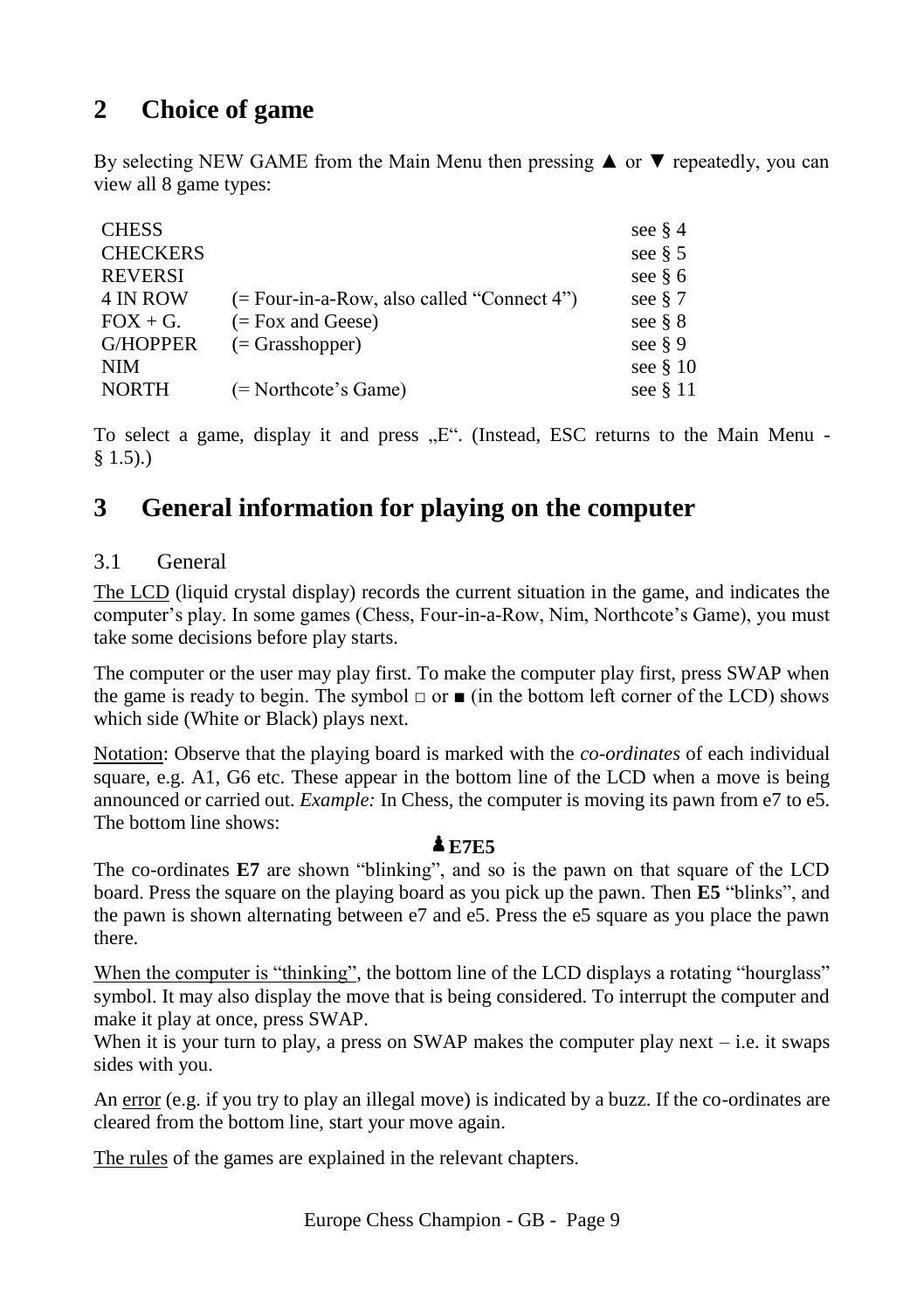# 2 Choice of game

By selecting NEW GAME from the Main Menu then pressing ▲ or ▼ repeatedly, you can view all 8 game types:

| | | |
|---|---|---|
| CHESS | | see § 4 |
| CHECKERS | | see § 5 |
| REVERSI | | see § 6 |
| 4 IN ROW | (= Four-in-a-Row, also called "Connect 4") | see § 7 |
| FOX + G. | (= Fox and Geese) | see § 8 |
| G/HOPPER | (= Grasshopper) | see § 9 |
| NIM | | see § 10 |
| NORTH | (= Northcote's Game) | see § 11 |

To select a game, display it and press „E". (Instead, ESC returns to the Main Menu - § 1.5).)

# 3 General information for playing on the computer

## 3.1 General

The LCD (liquid crystal display) records the current situation in the game, and indicates the computer's play. In some games (Chess, Four-in-a-Row, Nim, Northcote's Game), you must take some decisions before play starts.

The computer or the user may play first. To make the computer play first, press SWAP when the game is ready to begin. The symbol □ or ■ (in the bottom left corner of the LCD) shows which side (White or Black) plays next.

Notation: Observe that the playing board is marked with the *co-ordinates* of each individual square, e.g. A1, G6 etc. These appear in the bottom line of the LCD when a move is being announced or carried out. *Example:* In Chess, the computer is moving its pawn from e7 to e5. The bottom line shows:

**♟E7E5**

The co-ordinates **E7** are shown "blinking", and so is the pawn on that square of the LCD board. Press the square on the playing board as you pick up the pawn. Then **E5** "blinks", and the pawn is shown alternating between e7 and e5. Press the e5 square as you place the pawn there.

When the computer is "thinking", the bottom line of the LCD displays a rotating "hourglass" symbol. It may also display the move that is being considered. To interrupt the computer and make it play at once, press SWAP.

When it is your turn to play, a press on SWAP makes the computer play next – i.e. it swaps sides with you.

An error (e.g. if you try to play an illegal move) is indicated by a buzz. If the co-ordinates are cleared from the bottom line, start your move again.

The rules of the games are explained in the relevant chapters.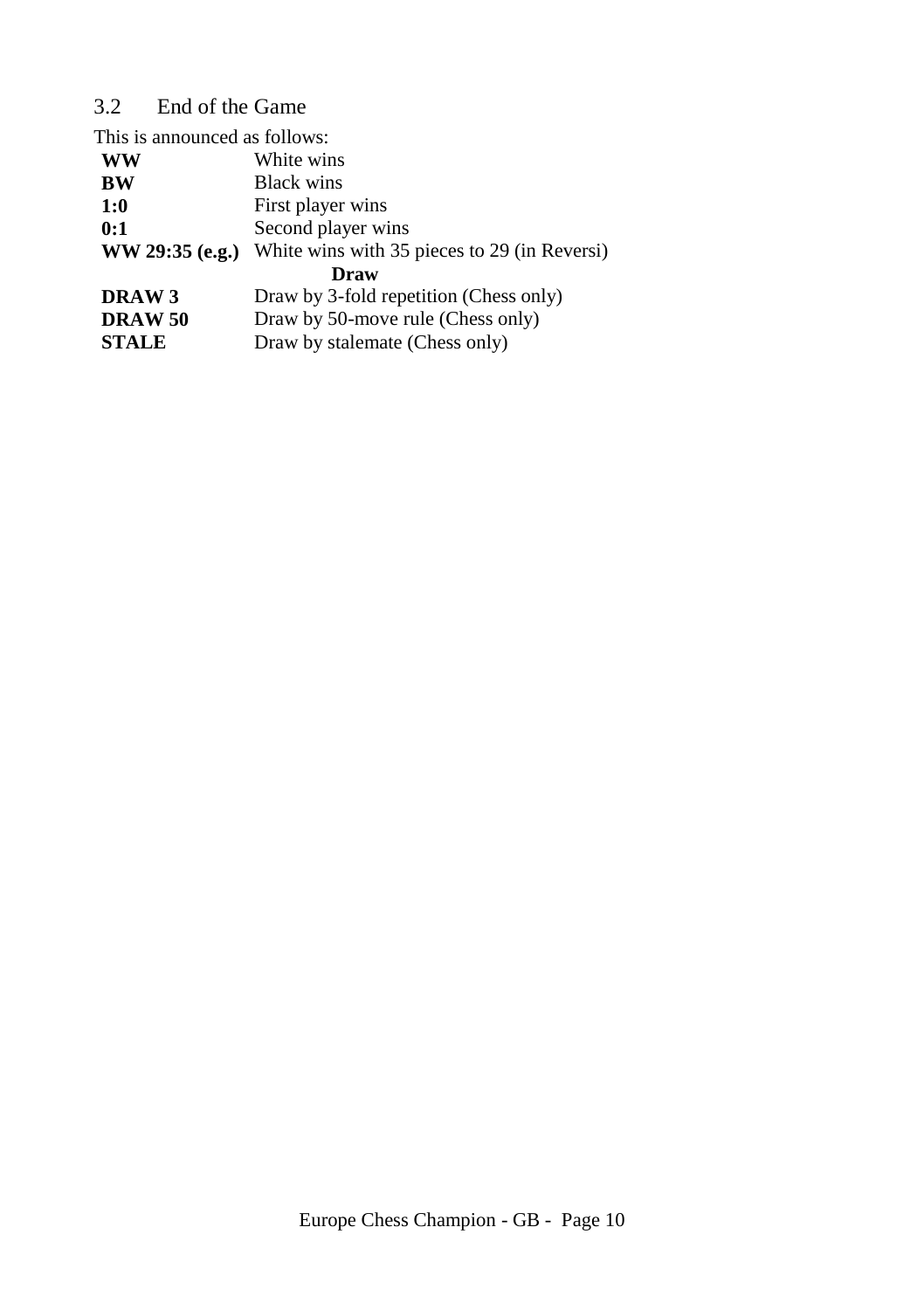## 3.2 End of the Game

This is announced as follows:

| | |
|---|---|
| **WW** | White wins |
| **BW** | Black wins |
| **1:0** | First player wins |
| **0:1** | Second player wins |
| **WW 29:35 (e.g.)** | White wins with 35 pieces to 29 (in Reversi) |
| | **Draw** |
| **DRAW 3** | Draw by 3-fold repetition (Chess only) |
| **DRAW 50** | Draw by 50-move rule (Chess only) |
| **STALE** | Draw by stalemate (Chess only) |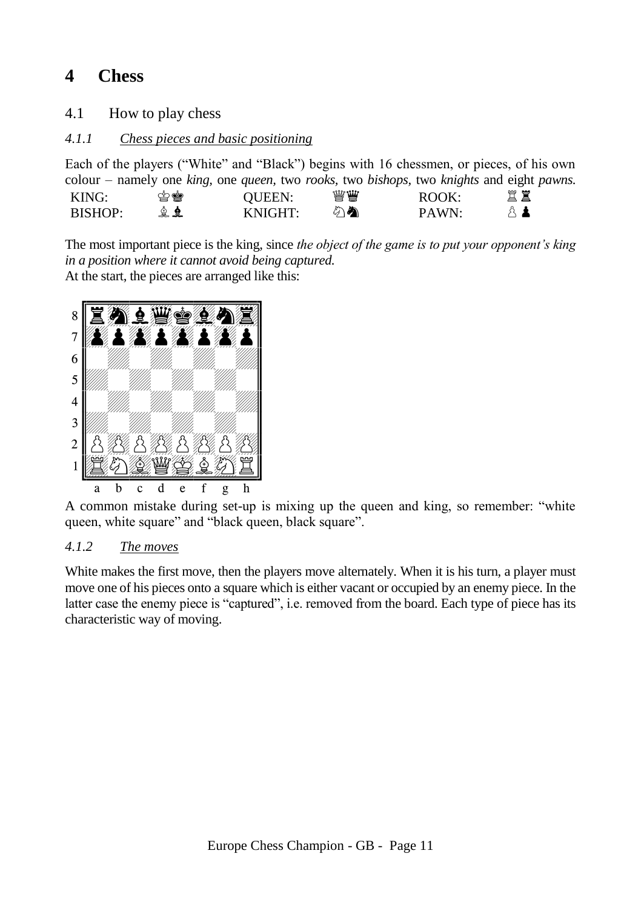# 4 Chess

## 4.1 How to play chess

### *4.1.1 Chess pieces and basic positioning*

Each of the players ("White" and "Black") begins with 16 chessmen, or pieces, of his own colour – namely one *king,* one *queen,* two *rooks,* two *bishops,* two *knights* and eight *pawns.*

| | | | | | |
|---|---|---|---|---|---|
| KING: | ♔♚ | QUEEN: | ♕♛ | ROOK: | ♖♜ |
| BISHOP: | ♗♝ | KNIGHT: | ♘♞ | PAWN: | ♙♟ |

The most important piece is the king, since *the object of the game is to put your opponent's king in a position where it cannot avoid being captured.*
At the start, the pieces are arranged like this:

| | a | b | c | d | e | f | g | h |
|---|---|---|---|---|---|---|---|---|
| 8 | ♜ | ♞ | ♝ | ♛ | ♚ | ♝ | ♞ | ♜ |
| 7 | ♟ | ♟ | ♟ | ♟ | ♟ | ♟ | ♟ | ♟ |
| 6 | | | | | | | | |
| 5 | | | | | | | | |
| 4 | | | | | | | | |
| 3 | | | | | | | | |
| 2 | ♙ | ♙ | ♙ | ♙ | ♙ | ♙ | ♙ | ♙ |
| 1 | ♖ | ♘ | ♗ | ♕ | ♔ | ♗ | ♘ | ♖ |

A common mistake during set-up is mixing up the queen and king, so remember: "white queen, white square" and "black queen, black square".

### *4.1.2 The moves*

White makes the first move, then the players move alternately. When it is his turn, a player must move one of his pieces onto a square which is either vacant or occupied by an enemy piece. In the latter case the enemy piece is "captured", i.e. removed from the board. Each type of piece has its characteristic way of moving.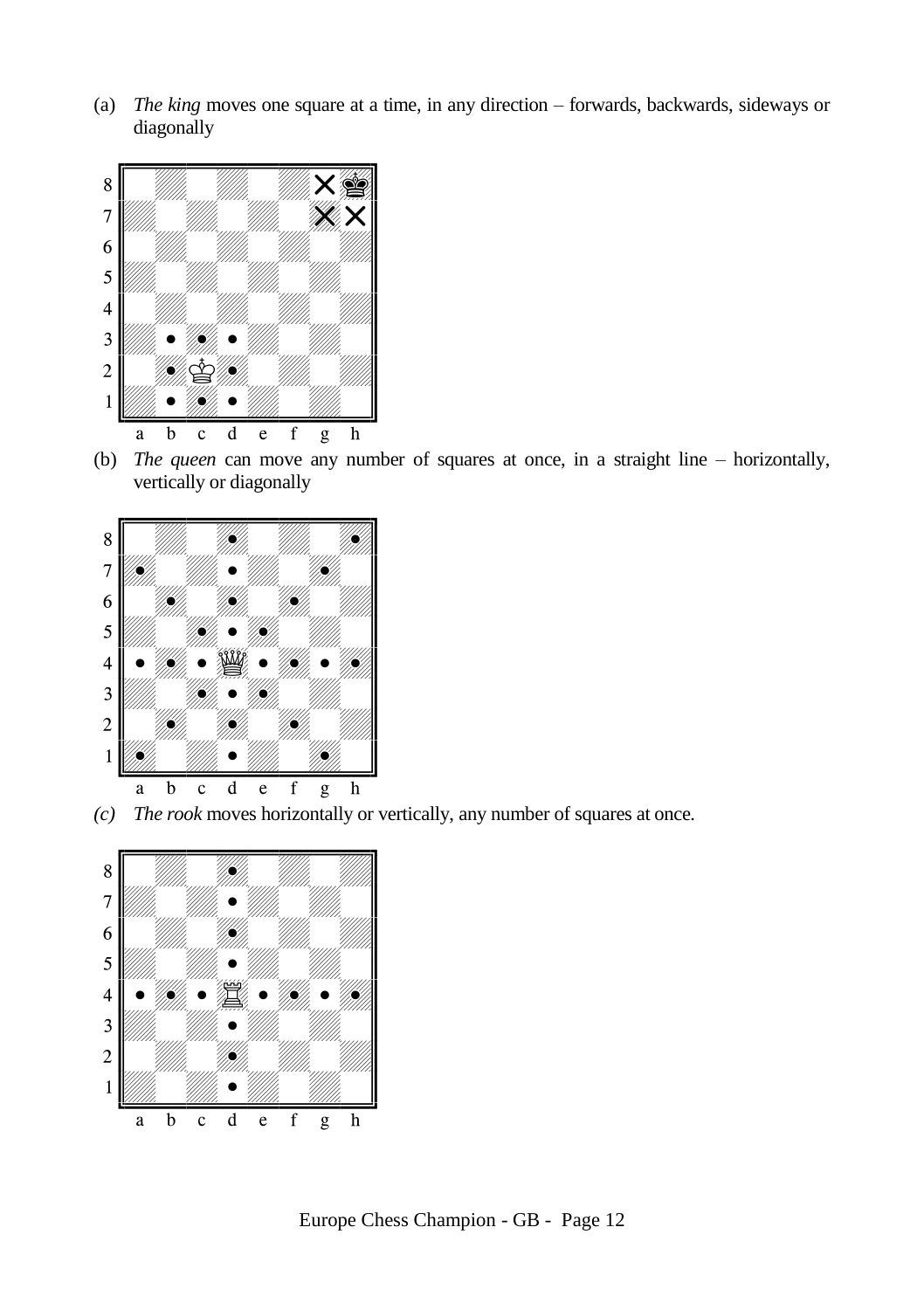(a) *The king* moves one square at a time, in any direction – forwards, backwards, sideways or diagonally

(b) *The queen* can move any number of squares at once, in a straight line – horizontally, vertically or diagonally

*(c)* *The rook* moves horizontally or vertically, any number of squares at once.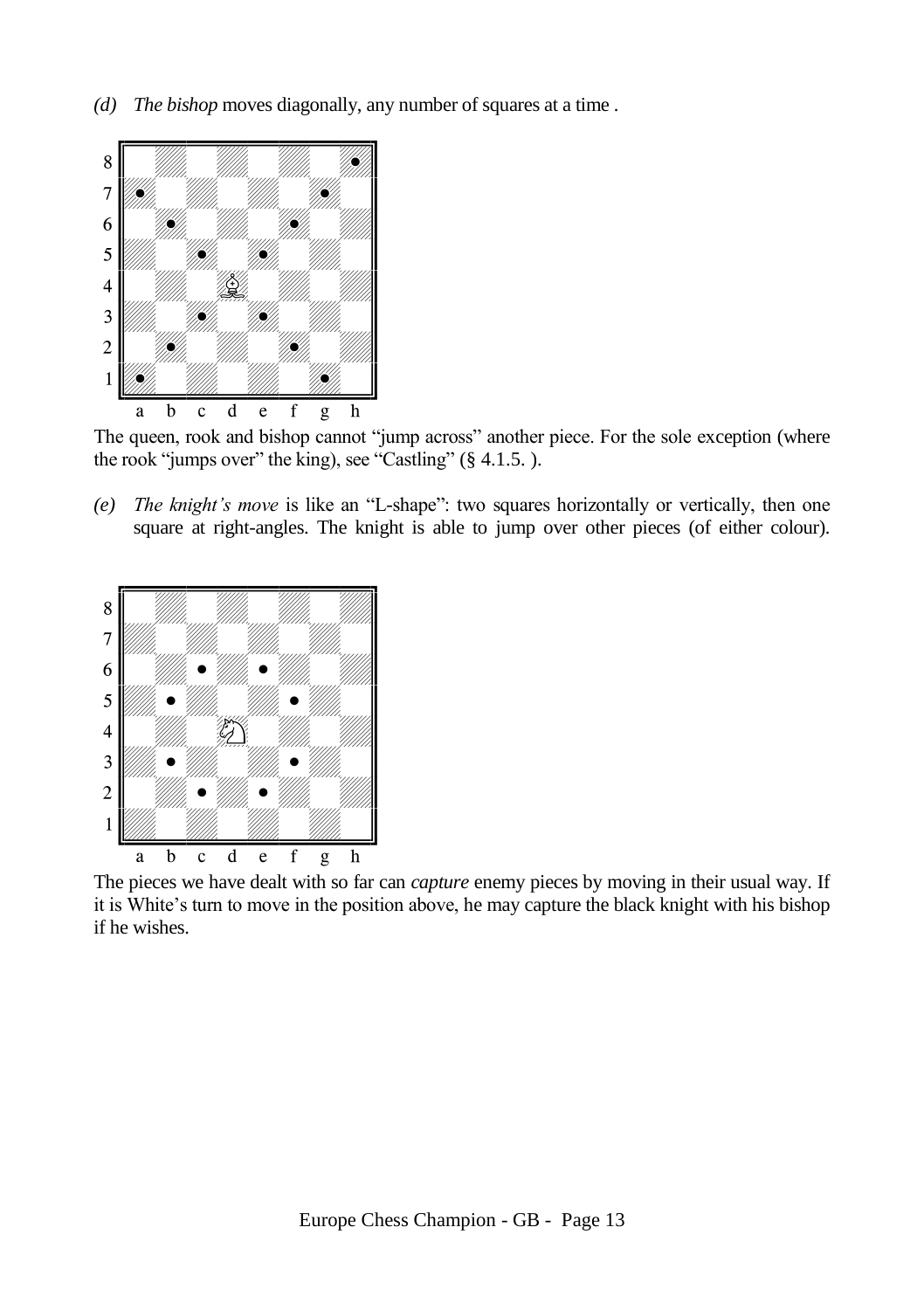*(d)* *The bishop* moves diagonally, any number of squares at a time .

The queen, rook and bishop cannot "jump across" another piece. For the sole exception (where the rook "jumps over" the king), see "Castling" (§ 4.1.5. ).

*(e)* *The knight's move* is like an "L-shape": two squares horizontally or vertically, then one square at right-angles. The knight is able to jump over other pieces (of either colour).

The pieces we have dealt with so far can *capture* enemy pieces by moving in their usual way. If it is White's turn to move in the position above, he may capture the black knight with his bishop if he wishes.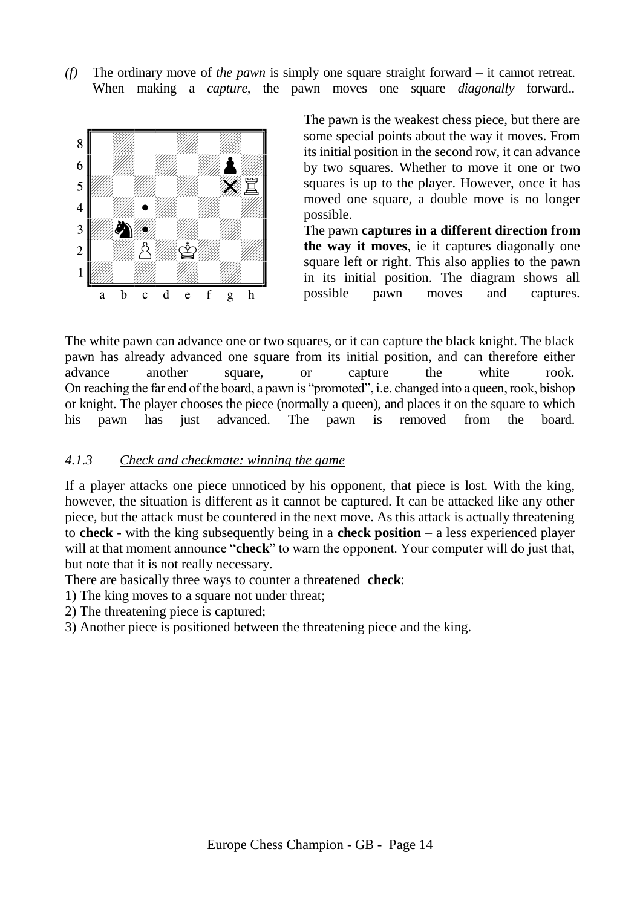*(f)* The ordinary move of *the pawn* is simply one square straight forward – it cannot retreat. When making a *capture*, the pawn moves one square *diagonally* forward..

The pawn is the weakest chess piece, but there are some special points about the way it moves. From its initial position in the second row, it can advance by two squares. Whether to move it one or two squares is up to the player. However, once it has moved one square, a double move is no longer possible.

The pawn **captures in a different direction from the way it moves**, ie it captures diagonally one square left or right. This also applies to the pawn in its initial position. The diagram shows all possible pawn moves and captures.

The white pawn can advance one or two squares, or it can capture the black knight. The black pawn has already advanced one square from its initial position, and can therefore either advance another square, or capture the white rook.
On reaching the far end of the board, a pawn is "promoted", i.e. changed into a queen, rook, bishop or knight. The player chooses the piece (normally a queen), and places it on the square to which his pawn has just advanced. The pawn is removed from the board.

### *4.1.3 Check and checkmate: winning the game*

If a player attacks one piece unnoticed by his opponent, that piece is lost. With the king, however, the situation is different as it cannot be captured. It can be attacked like any other piece, but the attack must be countered in the next move. As this attack is actually threatening to **check** - with the king subsequently being in a **check position** – a less experienced player will at that moment announce "**check**" to warn the opponent. Your computer will do just that, but note that it is not really necessary.

There are basically three ways to counter a threatened **check**:

1) The king moves to a square not under threat;
2) The threatening piece is captured;
3) Another piece is positioned between the threatening piece and the king.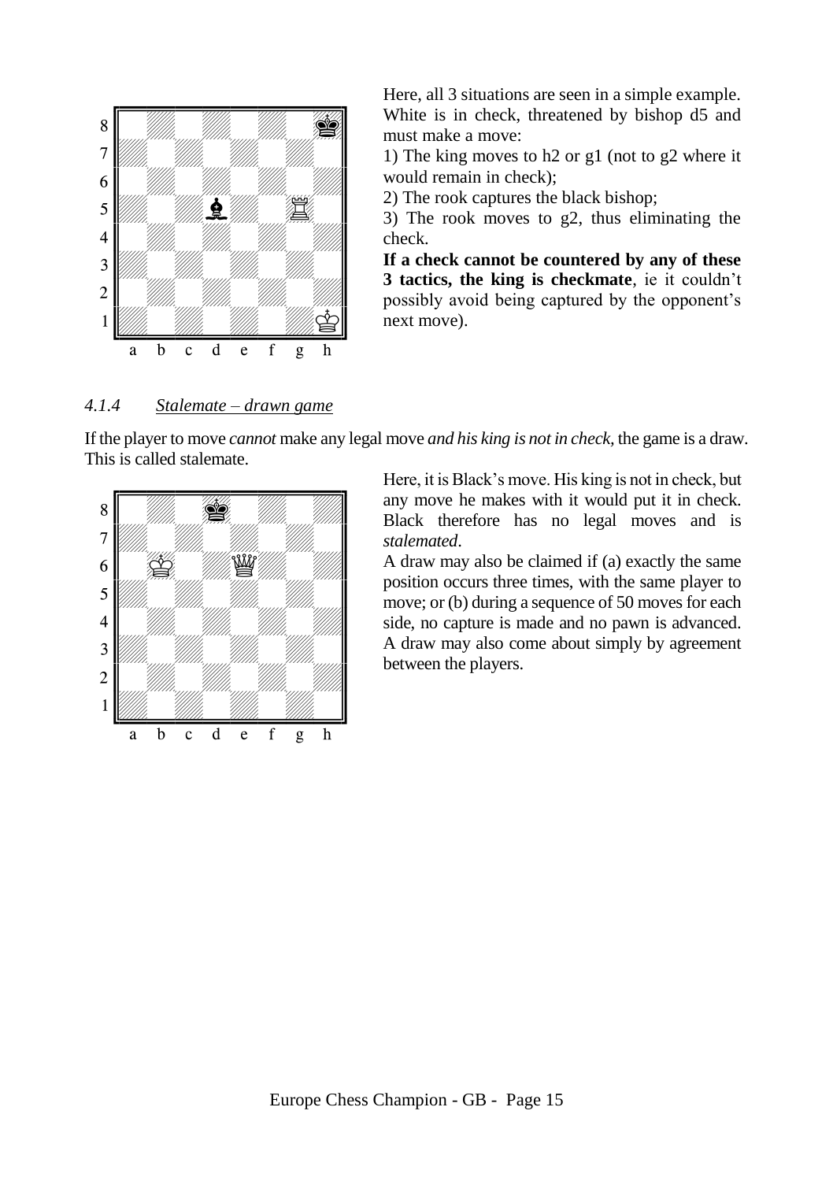Here, all 3 situations are seen in a simple example. White is in check, threatened by bishop d5 and must make a move:

1) The king moves to h2 or g1 (not to g2 where it would remain in check);

2) The rook captures the black bishop;

3) The rook moves to g2, thus eliminating the check.

**If a check cannot be countered by any of these 3 tactics, the king is checkmate**, ie it couldn't possibly avoid being captured by the opponent's next move).

### *4.1.4 Stalemate – drawn game*

If the player to move *cannot* make any legal move *and his king is not in check,* the game is a draw. This is called stalemate.

Here, it is Black's move. His king is not in check, but any move he makes with it would put it in check. Black therefore has no legal moves and is *stalemated*.

A draw may also be claimed if (a) exactly the same position occurs three times, with the same player to move; or (b) during a sequence of 50 moves for each side, no capture is made and no pawn is advanced. A draw may also come about simply by agreement between the players.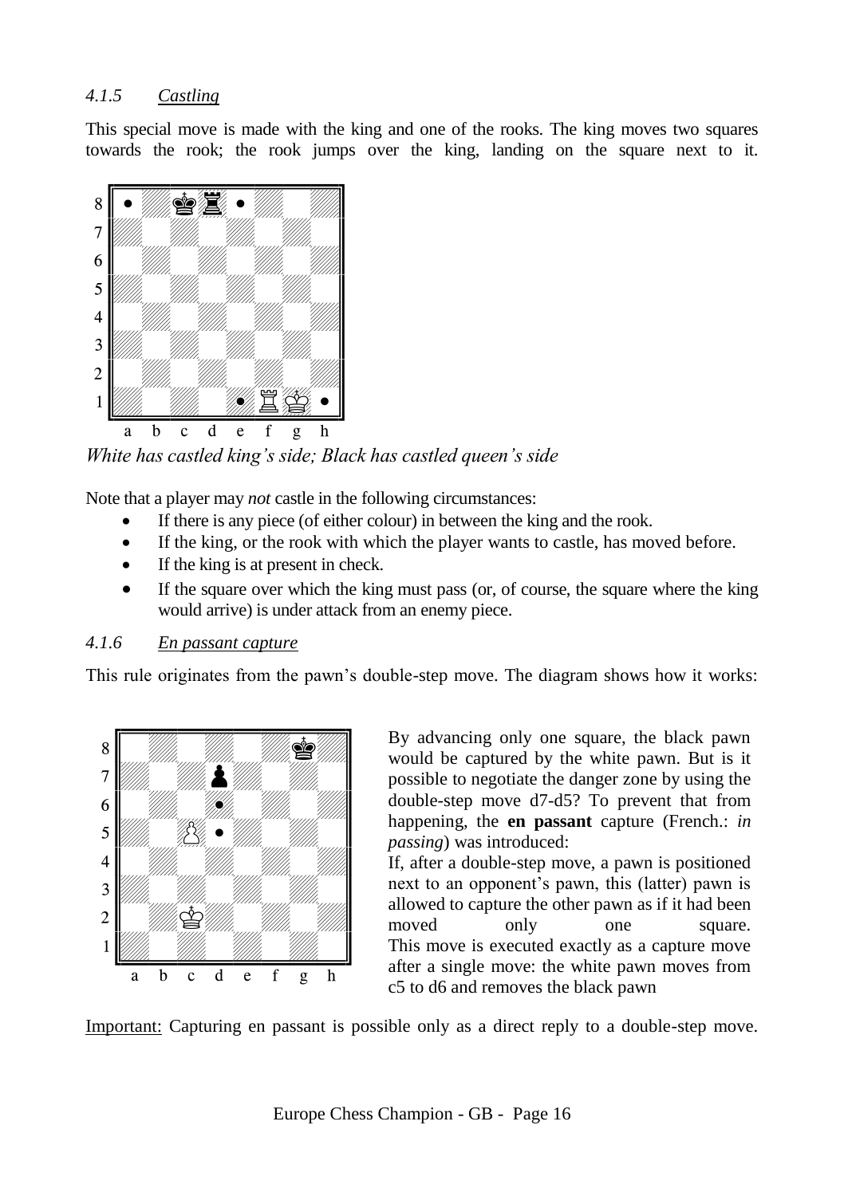### *4.1.5 Castling*

This special move is made with the king and one of the rooks. The king moves two squares towards the rook; the rook jumps over the king, landing on the square next to it.

*White has castled king's side; Black has castled queen's side*

Note that a player may *not* castle in the following circumstances:

- If there is any piece (of either colour) in between the king and the rook.
- If the king, or the rook with which the player wants to castle, has moved before.
- If the king is at present in check.
- If the square over which the king must pass (or, of course, the square where the king would arrive) is under attack from an enemy piece.

### *4.1.6 En passant capture*

This rule originates from the pawn's double-step move. The diagram shows how it works:

By advancing only one square, the black pawn would be captured by the white pawn. But is it possible to negotiate the danger zone by using the double-step move d7-d5? To prevent that from happening, the **en passant** capture (French.: *in passing*) was introduced:

If, after a double-step move, a pawn is positioned next to an opponent's pawn, this (latter) pawn is allowed to capture the other pawn as if it had been moved only one square. This move is executed exactly as a capture move after a single move: the white pawn moves from c5 to d6 and removes the black pawn

Important: Capturing en passant is possible only as a direct reply to a double-step move.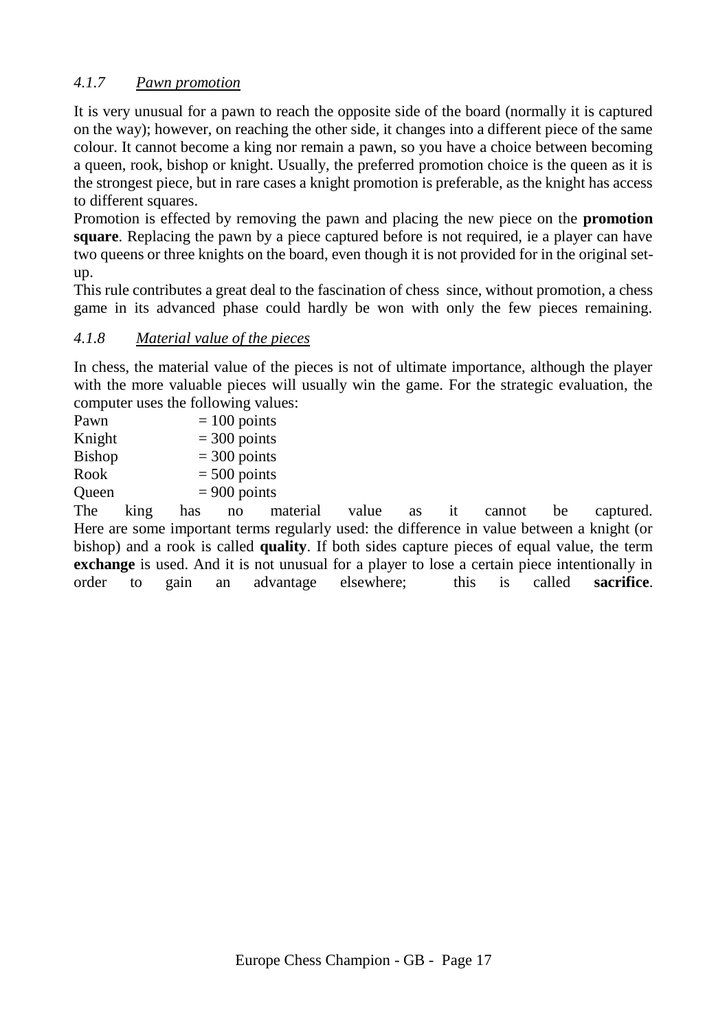### *4.1.7 Pawn promotion*

It is very unusual for a pawn to reach the opposite side of the board (normally it is captured on the way); however, on reaching the other side, it changes into a different piece of the same colour. It cannot become a king nor remain a pawn, so you have a choice between becoming a queen, rook, bishop or knight. Usually, the preferred promotion choice is the queen as it is the strongest piece, but in rare cases a knight promotion is preferable, as the knight has access to different squares.

Promotion is effected by removing the pawn and placing the new piece on the **promotion square**. Replacing the pawn by a piece captured before is not required, ie a player can have two queens or three knights on the board, even though it is not provided for in the original set-up.

This rule contributes a great deal to the fascination of chess since, without promotion, a chess game in its advanced phase could hardly be won with only the few pieces remaining.

### *4.1.8 Material value of the pieces*

In chess, the material value of the pieces is not of ultimate importance, although the player with the more valuable pieces will usually win the game. For the strategic evaluation, the computer uses the following values:

| | |
|---|---|
| Pawn | = 100 points |
| Knight | = 300 points |
| Bishop | = 300 points |
| Rook | = 500 points |
| Queen | = 900 points |

The king has no material value as it cannot be captured.
Here are some important terms regularly used: the difference in value between a knight (or bishop) and a rook is called **quality**. If both sides capture pieces of equal value, the term **exchange** is used. And it is not unusual for a player to lose a certain piece intentionally in order to gain an advantage elsewhere; this is called **sacrifice**.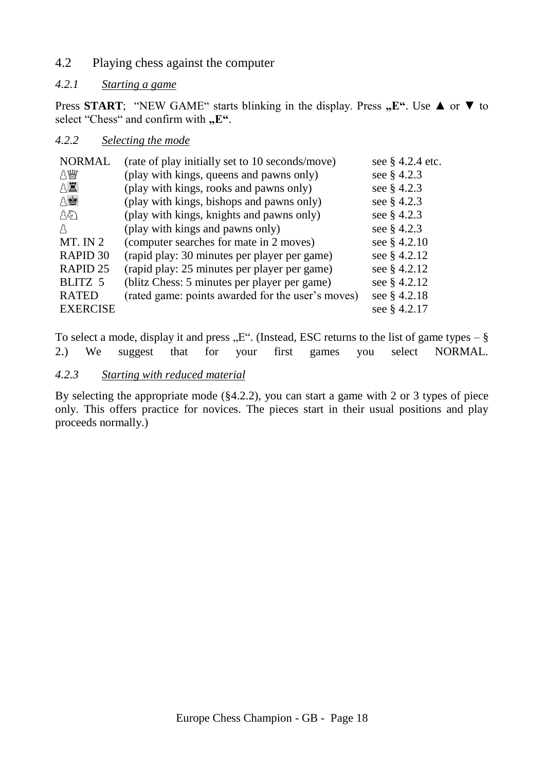## 4.2 Playing chess against the computer

### *4.2.1 Starting a game*

Press **START**; "NEW GAME" starts blinking in the display. Press **„E"**. Use ▲ or ▼ to select "Chess" and confirm with **„E"**.

### *4.2.2 Selecting the mode*

| | | |
|---|---|---|
| NORMAL | (rate of play initially set to 10 seconds/move) | see § 4.2.4 etc. |
| ♙♕ | (play with kings, queens and pawns only) | see § 4.2.3 |
| ♙♖ | (play with kings, rooks and pawns only) | see § 4.2.3 |
| ♙♔ | (play with kings, bishops and pawns only) | see § 4.2.3 |
| ♙♘ | (play with kings, knights and pawns only) | see § 4.2.3 |
| ♙ | (play with kings and pawns only) | see § 4.2.3 |
| MT. IN 2 | (computer searches for mate in 2 moves) | see § 4.2.10 |
| RAPID 30 | (rapid play: 30 minutes per player per game) | see § 4.2.12 |
| RAPID 25 | (rapid play: 25 minutes per player per game) | see § 4.2.12 |
| BLITZ 5 | (blitz Chess: 5 minutes per player per game) | see § 4.2.12 |
| RATED | (rated game: points awarded for the user's moves) | see § 4.2.18 |
| EXERCISE | | see § 4.2.17 |

To select a mode, display it and press „E". (Instead, ESC returns to the list of game types – § 2.) We suggest that for your first games you select NORMAL.

### *4.2.3 Starting with reduced material*

By selecting the appropriate mode (§4.2.2), you can start a game with 2 or 3 types of piece only. This offers practice for novices. The pieces start in their usual positions and play proceeds normally.)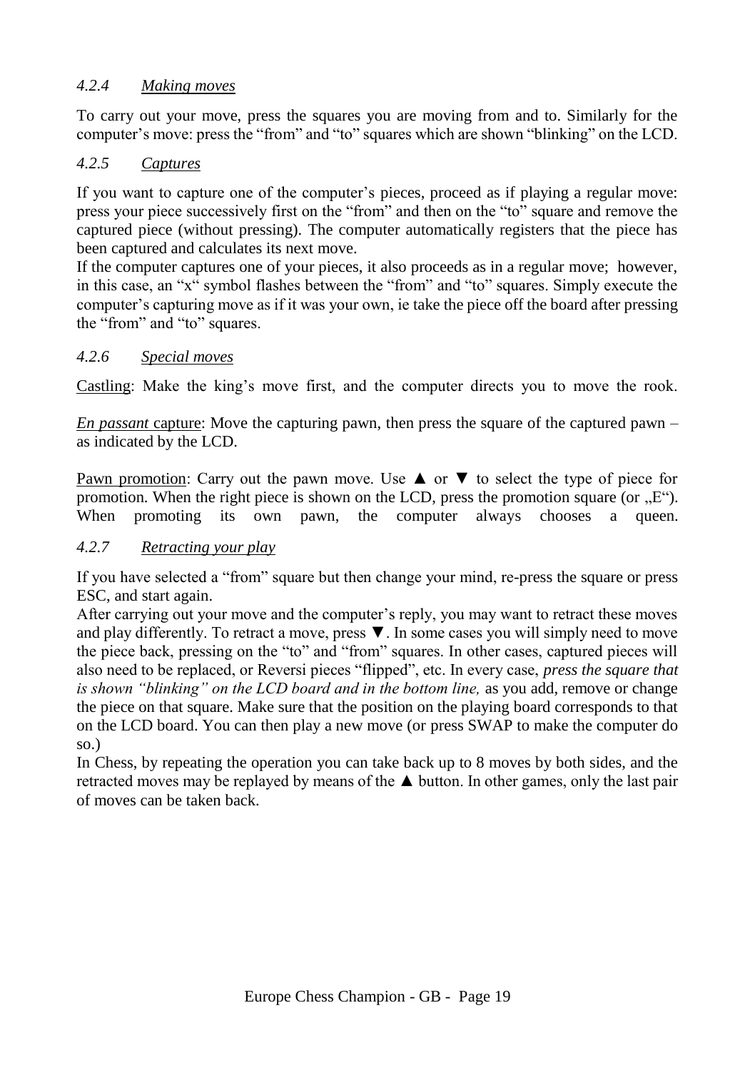### *4.2.4 Making moves*

To carry out your move, press the squares you are moving from and to. Similarly for the computer's move: press the "from" and "to" squares which are shown "blinking" on the LCD.

### *4.2.5 Captures*

If you want to capture one of the computer's pieces, proceed as if playing a regular move: press your piece successively first on the "from" and then on the "to" square and remove the captured piece (without pressing). The computer automatically registers that the piece has been captured and calculates its next move.
If the computer captures one of your pieces, it also proceeds as in a regular move; however, in this case, an "x" symbol flashes between the "from" and "to" squares. Simply execute the computer's capturing move as if it was your own, ie take the piece off the board after pressing the "from" and "to" squares.

### *4.2.6 Special moves*

Castling: Make the king's move first, and the computer directs you to move the rook.

*En passant* capture: Move the capturing pawn, then press the square of the captured pawn – as indicated by the LCD.

Pawn promotion: Carry out the pawn move. Use ▲ or ▼ to select the type of piece for promotion. When the right piece is shown on the LCD, press the promotion square (or „E"). When promoting its own pawn, the computer always chooses a queen.

### *4.2.7 Retracting your play*

If you have selected a "from" square but then change your mind, re-press the square or press ESC, and start again.
After carrying out your move and the computer's reply, you may want to retract these moves and play differently. To retract a move, press ▼. In some cases you will simply need to move the piece back, pressing on the "to" and "from" squares. In other cases, captured pieces will also need to be replaced, or Reversi pieces "flipped", etc. In every case, *press the square that is shown "blinking" on the LCD board and in the bottom line,* as you add, remove or change the piece on that square. Make sure that the position on the playing board corresponds to that on the LCD board. You can then play a new move (or press SWAP to make the computer do so.)
In Chess, by repeating the operation you can take back up to 8 moves by both sides, and the retracted moves may be replayed by means of the ▲ button. In other games, only the last pair of moves can be taken back.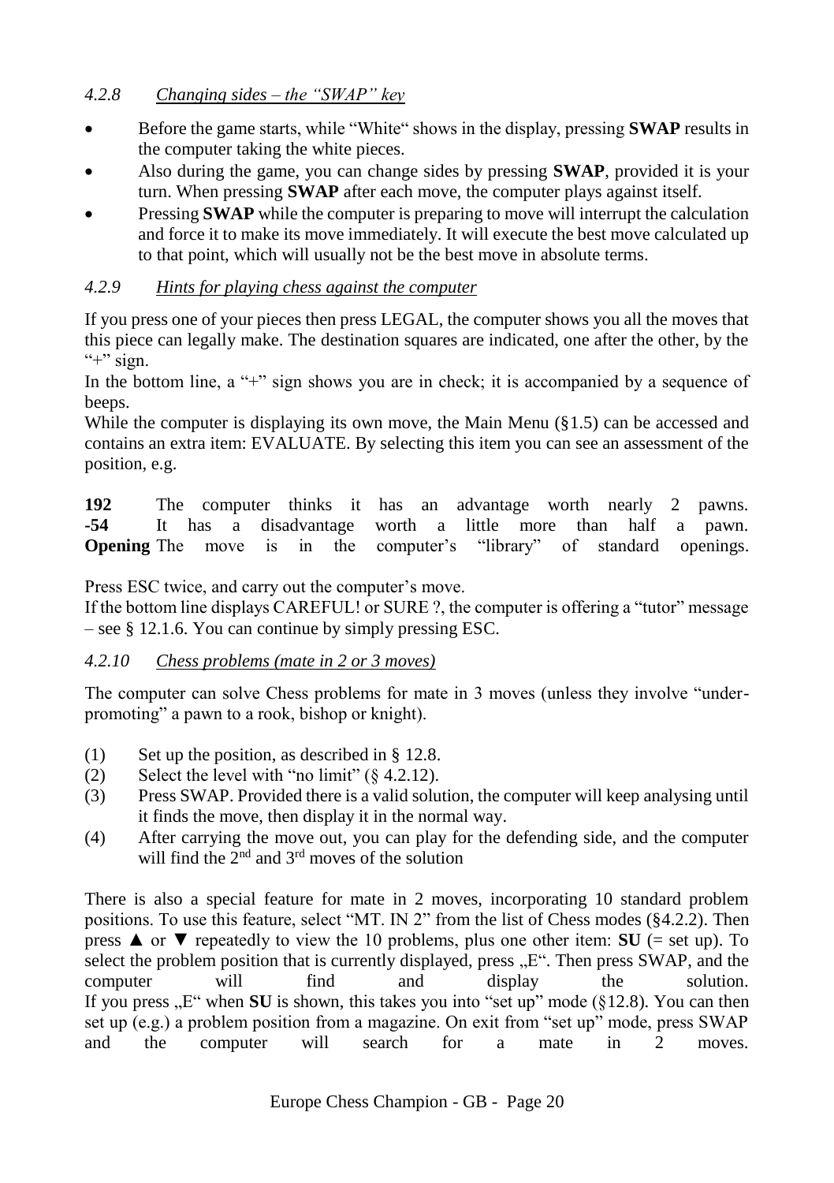### *4.2.8 Changing sides – the "SWAP" key*

- Before the game starts, while "White" shows in the display, pressing **SWAP** results in the computer taking the white pieces.
- Also during the game, you can change sides by pressing **SWAP**, provided it is your turn. When pressing **SWAP** after each move, the computer plays against itself.
- Pressing **SWAP** while the computer is preparing to move will interrupt the calculation and force it to make its move immediately. It will execute the best move calculated up to that point, which will usually not be the best move in absolute terms.

### *4.2.9 Hints for playing chess against the computer*

If you press one of your pieces then press LEGAL, the computer shows you all the moves that this piece can legally make. The destination squares are indicated, one after the other, by the "+" sign.

In the bottom line, a "+" sign shows you are in check; it is accompanied by a sequence of beeps.

While the computer is displaying its own move, the Main Menu (§1.5) can be accessed and contains an extra item: EVALUATE. By selecting this item you can see an assessment of the position, e.g.

**192** The computer thinks it has an advantage worth nearly 2 pawns.
**-54** It has a disadvantage worth a little more than half a pawn.
**Opening** The move is in the computer's "library" of standard openings.

Press ESC twice, and carry out the computer's move.

If the bottom line displays CAREFUL! or SURE ?, the computer is offering a "tutor" message – see § 12.1.6. You can continue by simply pressing ESC.

### *4.2.10 Chess problems (mate in 2 or 3 moves)*

The computer can solve Chess problems for mate in 3 moves (unless they involve "under-promoting" a pawn to a rook, bishop or knight).

(1) Set up the position, as described in § 12.8.
(2) Select the level with "no limit" (§ 4.2.12).
(3) Press SWAP. Provided there is a valid solution, the computer will keep analysing until it finds the move, then display it in the normal way.
(4) After carrying the move out, you can play for the defending side, and the computer will find the 2nd and 3rd moves of the solution

There is also a special feature for mate in 2 moves, incorporating 10 standard problem positions. To use this feature, select "MT. IN 2" from the list of Chess modes (§4.2.2). Then press ▲ or ▼ repeatedly to view the 10 problems, plus one other item: **SU** (= set up). To select the problem position that is currently displayed, press „E". Then press SWAP, and the computer will find and display the solution.
If you press „E" when **SU** is shown, this takes you into "set up" mode (§12.8). You can then set up (e.g.) a problem position from a magazine. On exit from "set up" mode, press SWAP and the computer will search for a mate in 2 moves.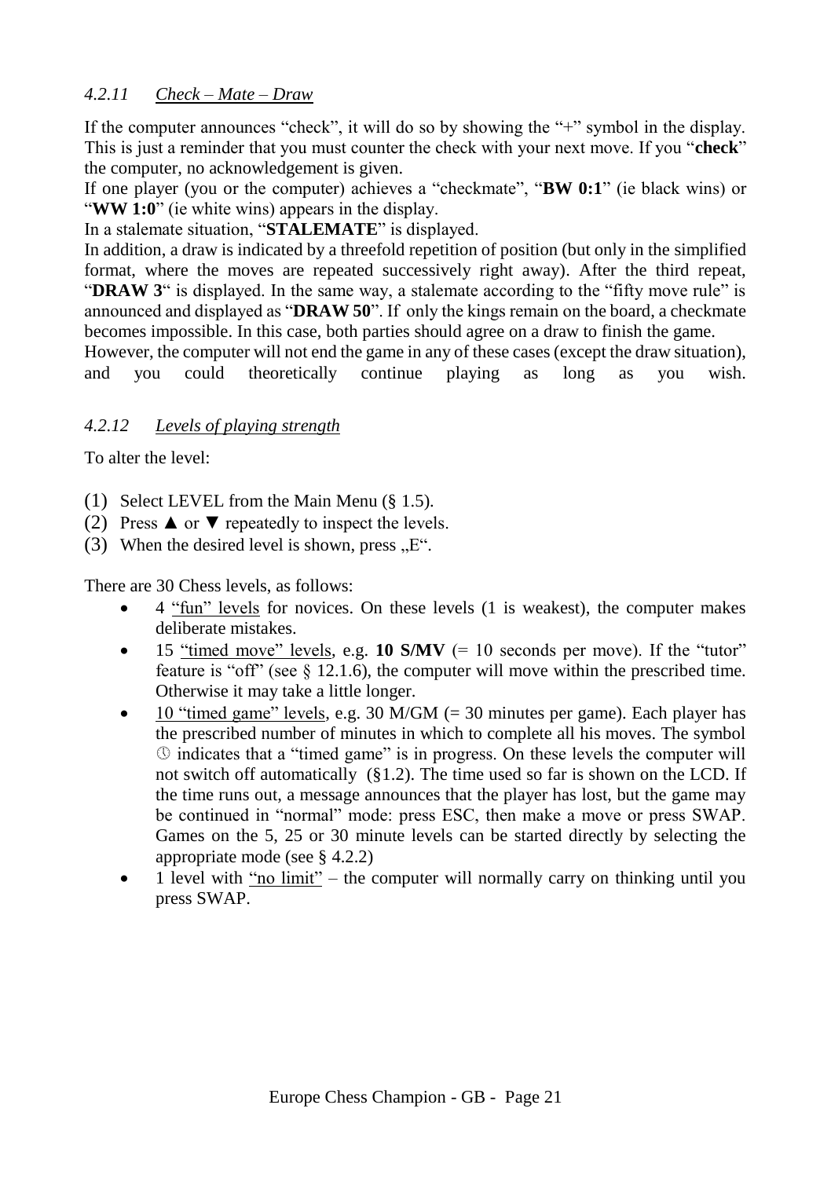### *4.2.11 Check – Mate – Draw*

If the computer announces “check”, it will do so by showing the “+” symbol in the display. This is just a reminder that you must counter the check with your next move. If you “**check**” the computer, no acknowledgement is given.

If one player (you or the computer) achieves a “checkmate”, “**BW 0:1**” (ie black wins) or “**WW 1:0**” (ie white wins) appears in the display.

In a stalemate situation, “**STALEMATE**” is displayed.

In addition, a draw is indicated by a threefold repetition of position (but only in the simplified format, where the moves are repeated successively right away). After the third repeat, “**DRAW 3**“ is displayed. In the same way, a stalemate according to the “fifty move rule” is announced and displayed as “**DRAW 50**”. If only the kings remain on the board, a checkmate becomes impossible. In this case, both parties should agree on a draw to finish the game.

However, the computer will not end the game in any of these cases (except the draw situation), and you could theoretically continue playing as long as you wish.

### *4.2.12 Levels of playing strength*

To alter the level:

(1) Select LEVEL from the Main Menu (§ 1.5).
(2) Press ▲ or ▼ repeatedly to inspect the levels.
(3) When the desired level is shown, press „E“.

There are 30 Chess levels, as follows:

- 4 “fun” levels for novices. On these levels (1 is weakest), the computer makes deliberate mistakes.
- 15 “timed move” levels, e.g. **10 S/MV** (= 10 seconds per move). If the “tutor” feature is “off” (see § 12.1.6), the computer will move within the prescribed time. Otherwise it may take a little longer.
- 10 “timed game” levels, e.g. 30 M/GM (= 30 minutes per game). Each player has the prescribed number of minutes in which to complete all his moves. The symbol 🕓 indicates that a “timed game” is in progress. On these levels the computer will not switch off automatically (§1.2). The time used so far is shown on the LCD. If the time runs out, a message announces that the player has lost, but the game may be continued in “normal” mode: press ESC, then make a move or press SWAP. Games on the 5, 25 or 30 minute levels can be started directly by selecting the appropriate mode (see § 4.2.2)
- 1 level with “no limit” – the computer will normally carry on thinking until you press SWAP.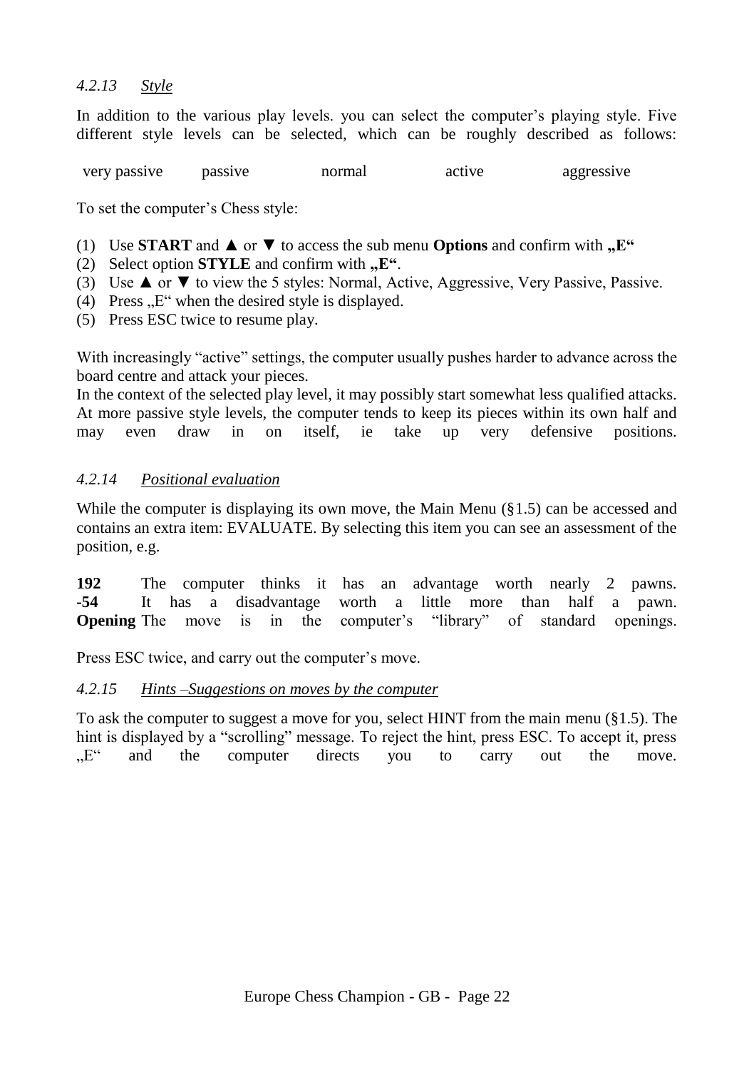### *4.2.13 Style*

In addition to the various play levels. you can select the computer's playing style. Five different style levels can be selected, which can be roughly described as follows:

very passive     passive     normal     active     aggressive

To set the computer's Chess style:

(1) Use **START** and ▲ or ▼ to access the sub menu **Options** and confirm with **„E"**
(2) Select option **STYLE** and confirm with **„E"**.
(3) Use ▲ or ▼ to view the 5 styles: Normal, Active, Aggressive, Very Passive, Passive.
(4) Press „E" when the desired style is displayed.
(5) Press ESC twice to resume play.

With increasingly "active" settings, the computer usually pushes harder to advance across the board centre and attack your pieces.
In the context of the selected play level, it may possibly start somewhat less qualified attacks. At more passive style levels, the computer tends to keep its pieces within its own half and may even draw in on itself, ie take up very defensive positions.

### *4.2.14 Positional evaluation*

While the computer is displaying its own move, the Main Menu (§1.5) can be accessed and contains an extra item: EVALUATE. By selecting this item you can see an assessment of the position, e.g.

**192** The computer thinks it has an advantage worth nearly 2 pawns.
**-54** It has a disadvantage worth a little more than half a pawn.
**Opening** The move is in the computer's "library" of standard openings.

Press ESC twice, and carry out the computer's move.

### *4.2.15 Hints –Suggestions on moves by the computer*

To ask the computer to suggest a move for you, select HINT from the main menu (§1.5). The hint is displayed by a "scrolling" message. To reject the hint, press ESC. To accept it, press „E" and the computer directs you to carry out the move.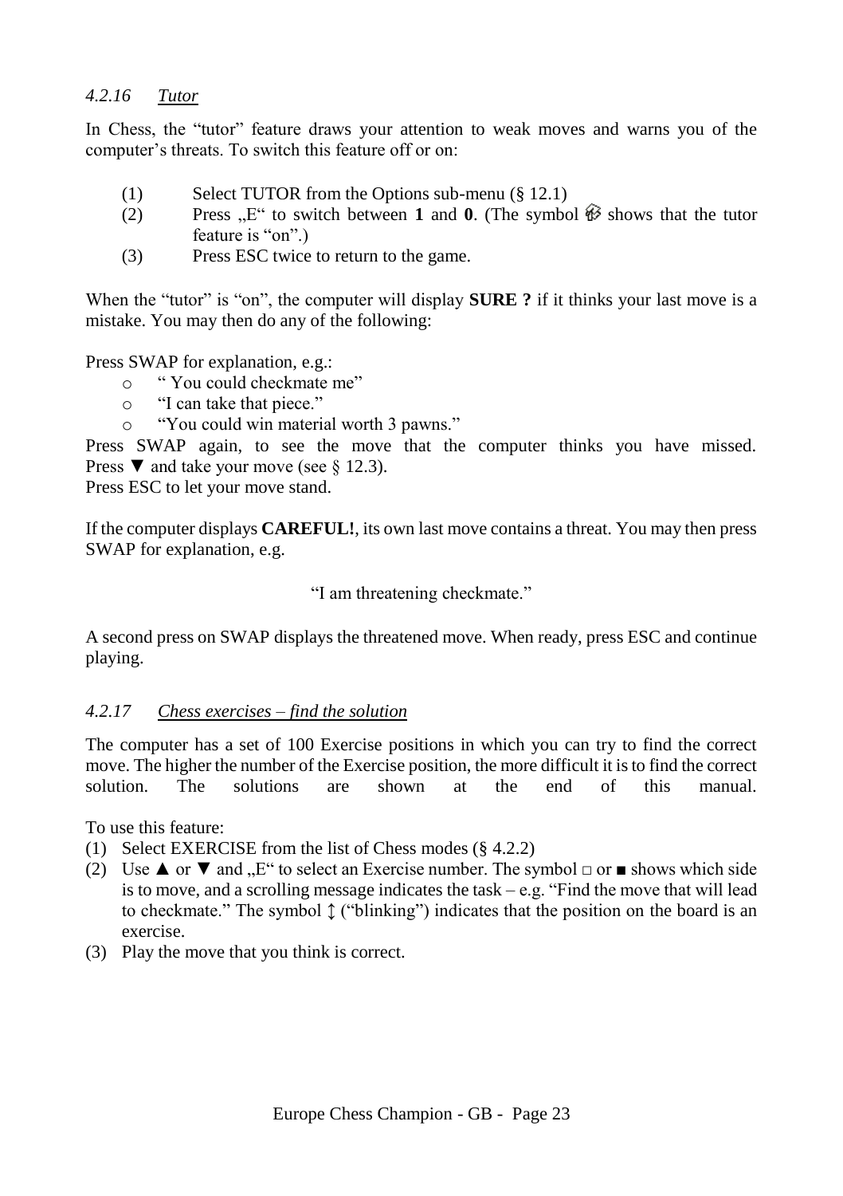### *4.2.16 Tutor*

In Chess, the "tutor" feature draws your attention to weak moves and warns you of the computer's threats. To switch this feature off or on:

1. Select TUTOR from the Options sub-menu (§ 12.1)
2. Press „E" to switch between **1** and **0**. (The symbol 🎓 shows that the tutor feature is "on".)
3. Press ESC twice to return to the game.

When the "tutor" is "on", the computer will display **SURE ?** if it thinks your last move is a mistake. You may then do any of the following:

Press SWAP for explanation, e.g.:

- " You could checkmate me"
- "I can take that piece."
- "You could win material worth 3 pawns."

Press SWAP again, to see the move that the computer thinks you have missed. Press ▼ and take your move (see § 12.3).
Press ESC to let your move stand.

If the computer displays **CAREFUL!**, its own last move contains a threat. You may then press SWAP for explanation, e.g.

"I am threatening checkmate."

A second press on SWAP displays the threatened move. When ready, press ESC and continue playing.

### *4.2.17 Chess exercises – find the solution*

The computer has a set of 100 Exercise positions in which you can try to find the correct move. The higher the number of the Exercise position, the more difficult it is to find the correct solution. The solutions are shown at the end of this manual.

To use this feature:

1. Select EXERCISE from the list of Chess modes (§ 4.2.2)
2. Use ▲ or ▼ and „E" to select an Exercise number. The symbol □ or ■ shows which side is to move, and a scrolling message indicates the task – e.g. "Find the move that will lead to checkmate." The symbol ↕ ("blinking") indicates that the position on the board is an exercise.
3. Play the move that you think is correct.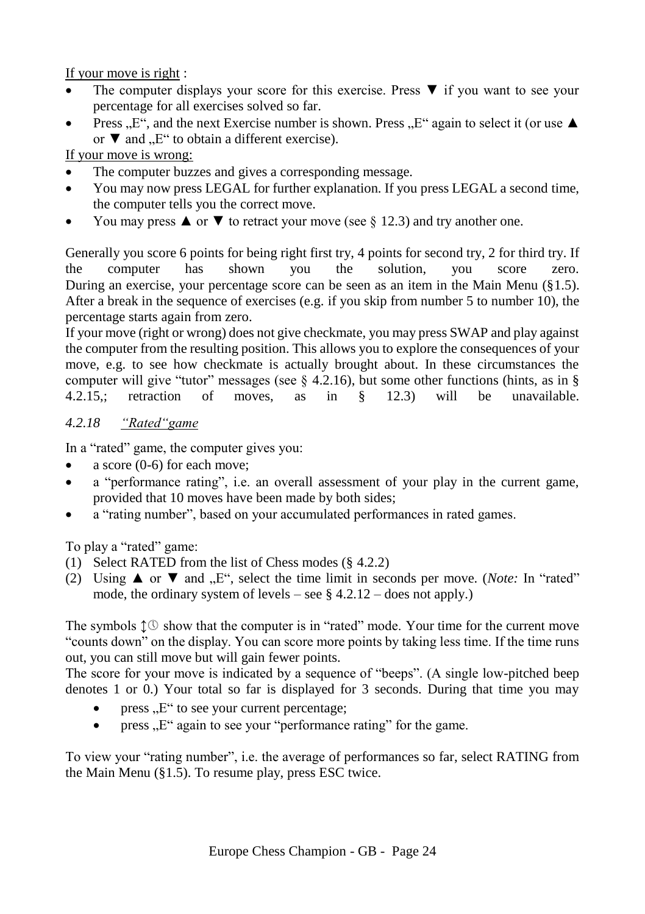If your move is right :

- The computer displays your score for this exercise. Press ▼ if you want to see your percentage for all exercises solved so far.
- Press „E“, and the next Exercise number is shown. Press „E“ again to select it (or use ▲ or ▼ and „E“ to obtain a different exercise).

If your move is wrong:

- The computer buzzes and gives a corresponding message.
- You may now press LEGAL for further explanation. If you press LEGAL a second time, the computer tells you the correct move.
- You may press ▲ or ▼ to retract your move (see § 12.3) and try another one.

Generally you score 6 points for being right first try, 4 points for second try, 2 for third try. If the computer has shown you the solution, you score zero.
During an exercise, your percentage score can be seen as an item in the Main Menu (§1.5). After a break in the sequence of exercises (e.g. if you skip from number 5 to number 10), the percentage starts again from zero.
If your move (right or wrong) does not give checkmate, you may press SWAP and play against the computer from the resulting position. This allows you to explore the consequences of your move, e.g. to see how checkmate is actually brought about. In these circumstances the computer will give "tutor" messages (see § 4.2.16), but some other functions (hints, as in § 4.2.15,; retraction of moves, as in § 12.3) will be unavailable.

### *4.2.18 “Rated“game*

In a "rated" game, the computer gives you:

- a score (0-6) for each move;
- a "performance rating", i.e. an overall assessment of your play in the current game, provided that 10 moves have been made by both sides;
- a "rating number", based on your accumulated performances in rated games.

To play a "rated" game:

(1) Select RATED from the list of Chess modes (§ 4.2.2)
(2) Using ▲ or ▼ and „E“, select the time limit in seconds per move. (*Note:* In "rated" mode, the ordinary system of levels – see § 4.2.12 – does not apply.)

The symbols ↕🕓 show that the computer is in "rated" mode. Your time for the current move "counts down" on the display. You can score more points by taking less time. If the time runs out, you can still move but will gain fewer points.
The score for your move is indicated by a sequence of "beeps". (A single low-pitched beep denotes 1 or 0.) Your total so far is displayed for 3 seconds. During that time you may

- press „E“ to see your current percentage;
- press „E“ again to see your "performance rating" for the game.

To view your "rating number", i.e. the average of performances so far, select RATING from the Main Menu (§1.5). To resume play, press ESC twice.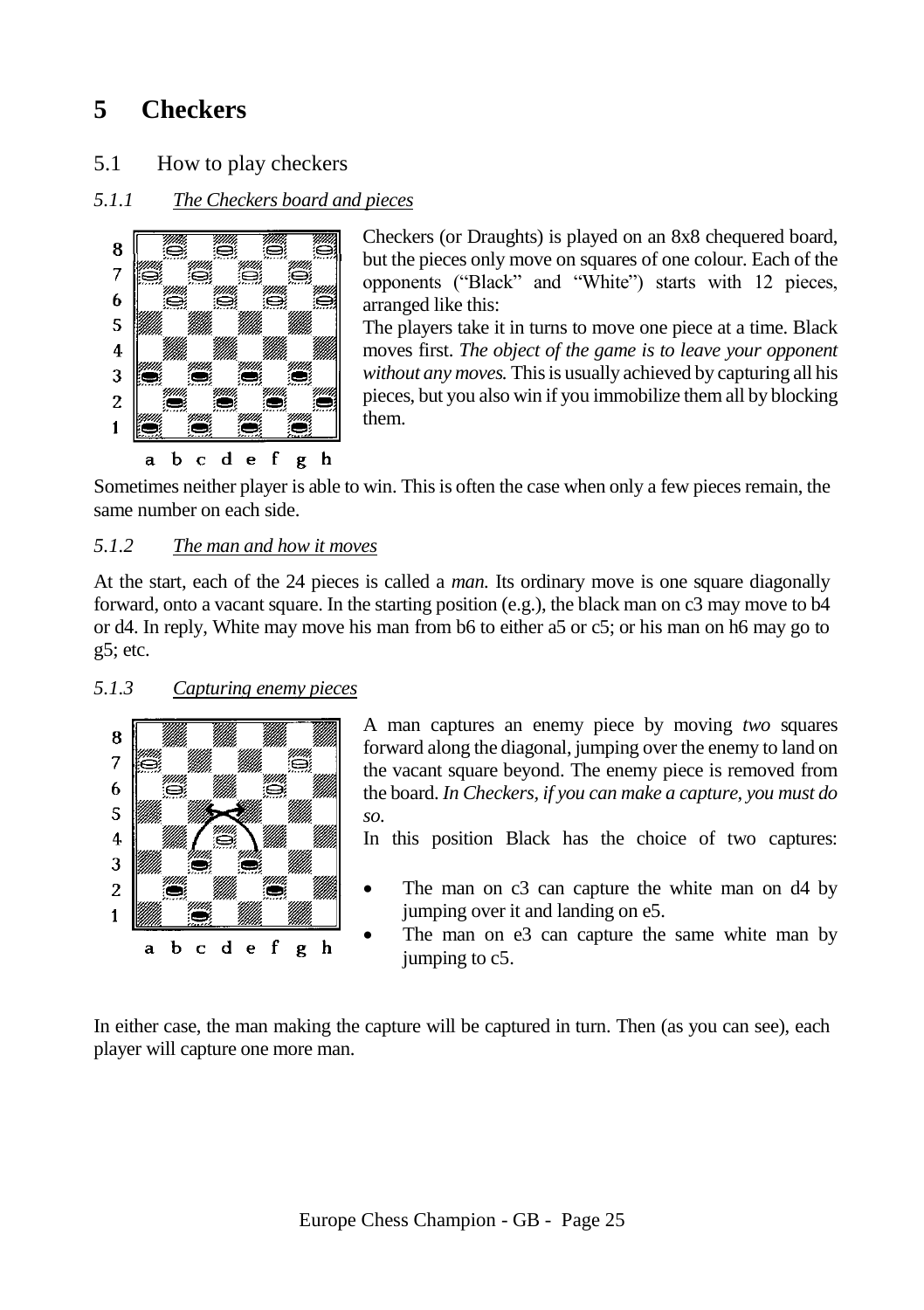# 5 Checkers

## 5.1 How to play checkers

### *5.1.1 The Checkers board and pieces*

Checkers (or Draughts) is played on an 8x8 chequered board, but the pieces only move on squares of one colour. Each of the opponents ("Black" and "White") starts with 12 pieces, arranged like this:

The players take it in turns to move one piece at a time. Black moves first. *The object of the game is to leave your opponent without any moves.* This is usually achieved by capturing all his pieces, but you also win if you immobilize them all by blocking them.

Sometimes neither player is able to win. This is often the case when only a few pieces remain, the same number on each side.

### *5.1.2 The man and how it moves*

At the start, each of the 24 pieces is called a *man.* Its ordinary move is one square diagonally forward, onto a vacant square. In the starting position (e.g.), the black man on c3 may move to b4 or d4. In reply, White may move his man from b6 to either a5 or c5; or his man on h6 may go to g5; etc.

### *5.1.3 Capturing enemy pieces*

A man captures an enemy piece by moving *two* squares forward along the diagonal, jumping over the enemy to land on the vacant square beyond. The enemy piece is removed from the board. *In Checkers, if you can make a capture, you must do so.*

In this position Black has the choice of two captures:

- The man on c3 can capture the white man on d4 by jumping over it and landing on e5.
- The man on e3 can capture the same white man by jumping to c5.

In either case, the man making the capture will be captured in turn. Then (as you can see), each player will capture one more man.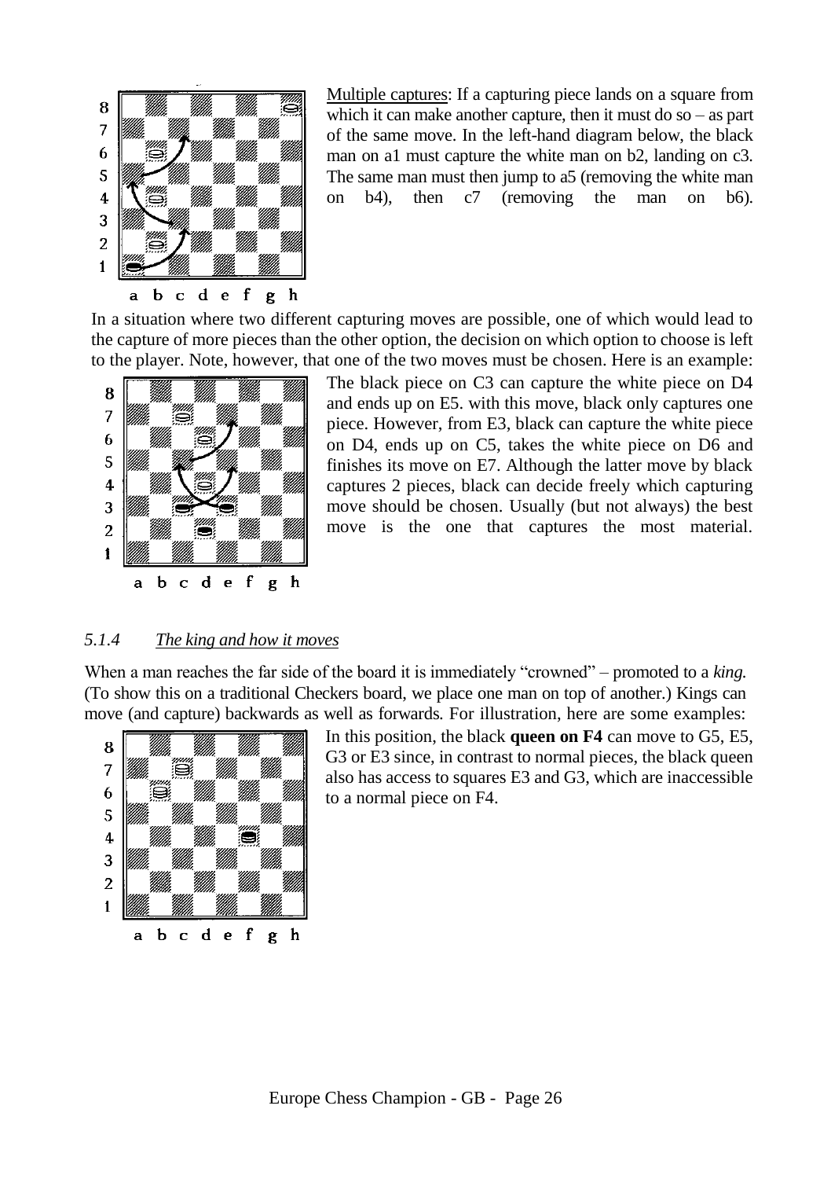Multiple captures: If a capturing piece lands on a square from which it can make another capture, then it must do so – as part of the same move. In the left-hand diagram below, the black man on a1 must capture the white man on b2, landing on c3. The same man must then jump to a5 (removing the white man on b4), then c7 (removing the man on b6).

In a situation where two different capturing moves are possible, one of which would lead to the capture of more pieces than the other option, the decision on which option to choose is left to the player. Note, however, that one of the two moves must be chosen. Here is an example:

The black piece on C3 can capture the white piece on D4 and ends up on E5. with this move, black only captures one piece. However, from E3, black can capture the white piece on D4, ends up on C5, takes the white piece on D6 and finishes its move on E7. Although the latter move by black captures 2 pieces, black can decide freely which capturing move should be chosen. Usually (but not always) the best move is the one that captures the most material.

### 5.1.4 *The king and how it moves*

When a man reaches the far side of the board it is immediately "crowned" – promoted to a *king.* (To show this on a traditional Checkers board, we place one man on top of another.) Kings can move (and capture) backwards as well as forwards. For illustration, here are some examples:

In this position, the black **queen on F4** can move to G5, E5, G3 or E3 since, in contrast to normal pieces, the black queen also has access to squares E3 and G3, which are inaccessible to a normal piece on F4.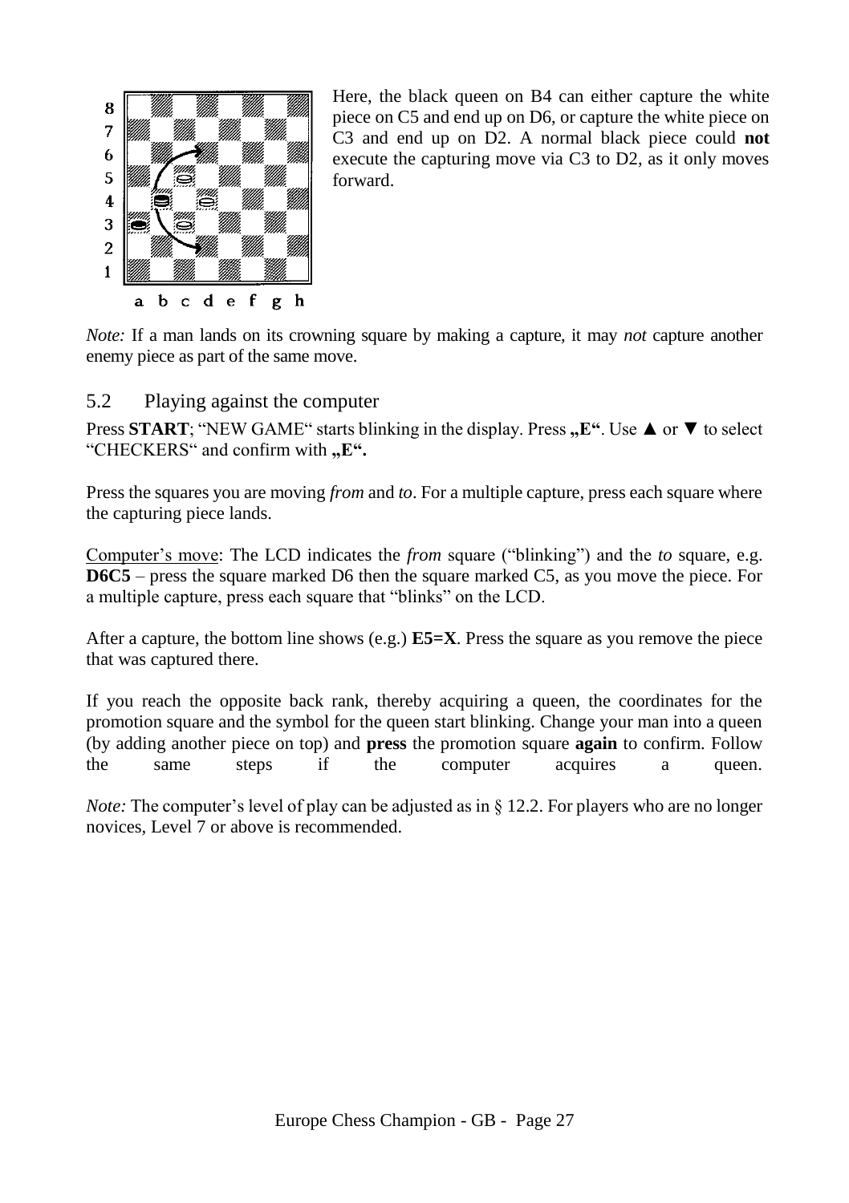Here, the black queen on B4 can either capture the white piece on C5 and end up on D6, or capture the white piece on C3 and end up on D2. A normal black piece could **not** execute the capturing move via C3 to D2, as it only moves forward.

*Note:* If a man lands on its crowning square by making a capture, it may *not* capture another enemy piece as part of the same move.

## 5.2 Playing against the computer

Press **START**; "NEW GAME" starts blinking in the display. Press **„E"**. Use ▲ or ▼ to select "CHECKERS" and confirm with **„E".**

Press the squares you are moving *from* and *to*. For a multiple capture, press each square where the capturing piece lands.

Computer's move: The LCD indicates the *from* square ("blinking") and the *to* square, e.g. **D6C5** – press the square marked D6 then the square marked C5, as you move the piece. For a multiple capture, press each square that "blinks" on the LCD.

After a capture, the bottom line shows (e.g.) **E5=X**. Press the square as you remove the piece that was captured there.

If you reach the opposite back rank, thereby acquiring a queen, the coordinates for the promotion square and the symbol for the queen start blinking. Change your man into a queen (by adding another piece on top) and **press** the promotion square **again** to confirm. Follow the same steps if the computer acquires a queen.

*Note:* The computer's level of play can be adjusted as in § 12.2. For players who are no longer novices, Level 7 or above is recommended.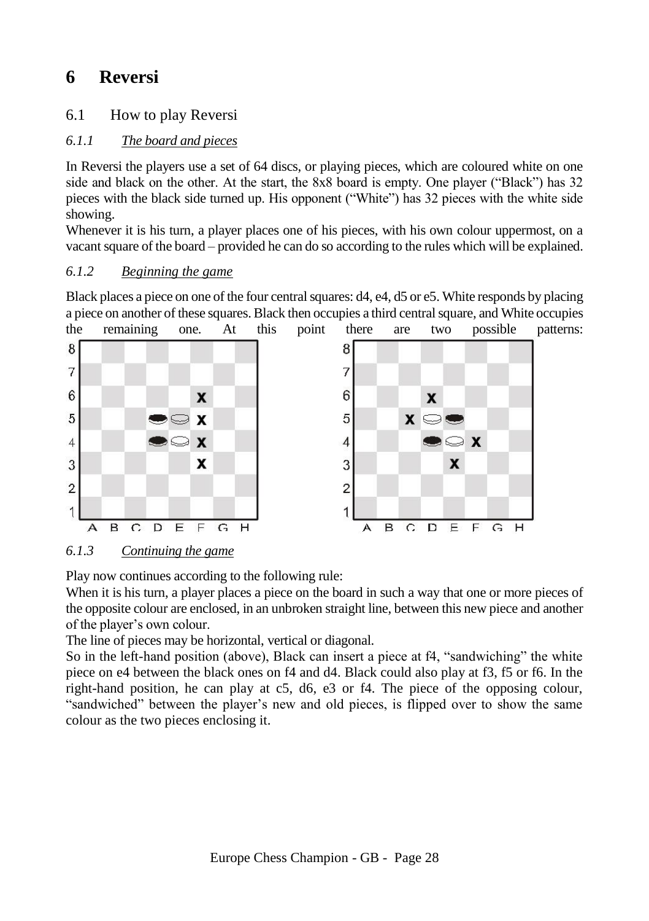# 6 Reversi

## 6.1 How to play Reversi

### *6.1.1 The board and pieces*

In Reversi the players use a set of 64 discs, or playing pieces, which are coloured white on one side and black on the other. At the start, the 8x8 board is empty. One player ("Black") has 32 pieces with the black side turned up. His opponent ("White") has 32 pieces with the white side showing.

Whenever it is his turn, a player places one of his pieces, with his own colour uppermost, on a vacant square of the board – provided he can do so according to the rules which will be explained.

### *6.1.2 Beginning the game*

Black places a piece on one of the four central squares: d4, e4, d5 or e5. White responds by placing a piece on another of these squares. Black then occupies a third central square, and White occupies the remaining one. At this point there are two possible patterns:

### *6.1.3 Continuing the game*

Play now continues according to the following rule:

When it is his turn, a player places a piece on the board in such a way that one or more pieces of the opposite colour are enclosed, in an unbroken straight line, between this new piece and another of the player's own colour.

The line of pieces may be horizontal, vertical or diagonal.

So in the left-hand position (above), Black can insert a piece at f4, "sandwiching" the white piece on e4 between the black ones on f4 and d4. Black could also play at f3, f5 or f6. In the right-hand position, he can play at c5, d6, e3 or f4. The piece of the opposing colour, "sandwiched" between the player's new and old pieces, is flipped over to show the same colour as the two pieces enclosing it.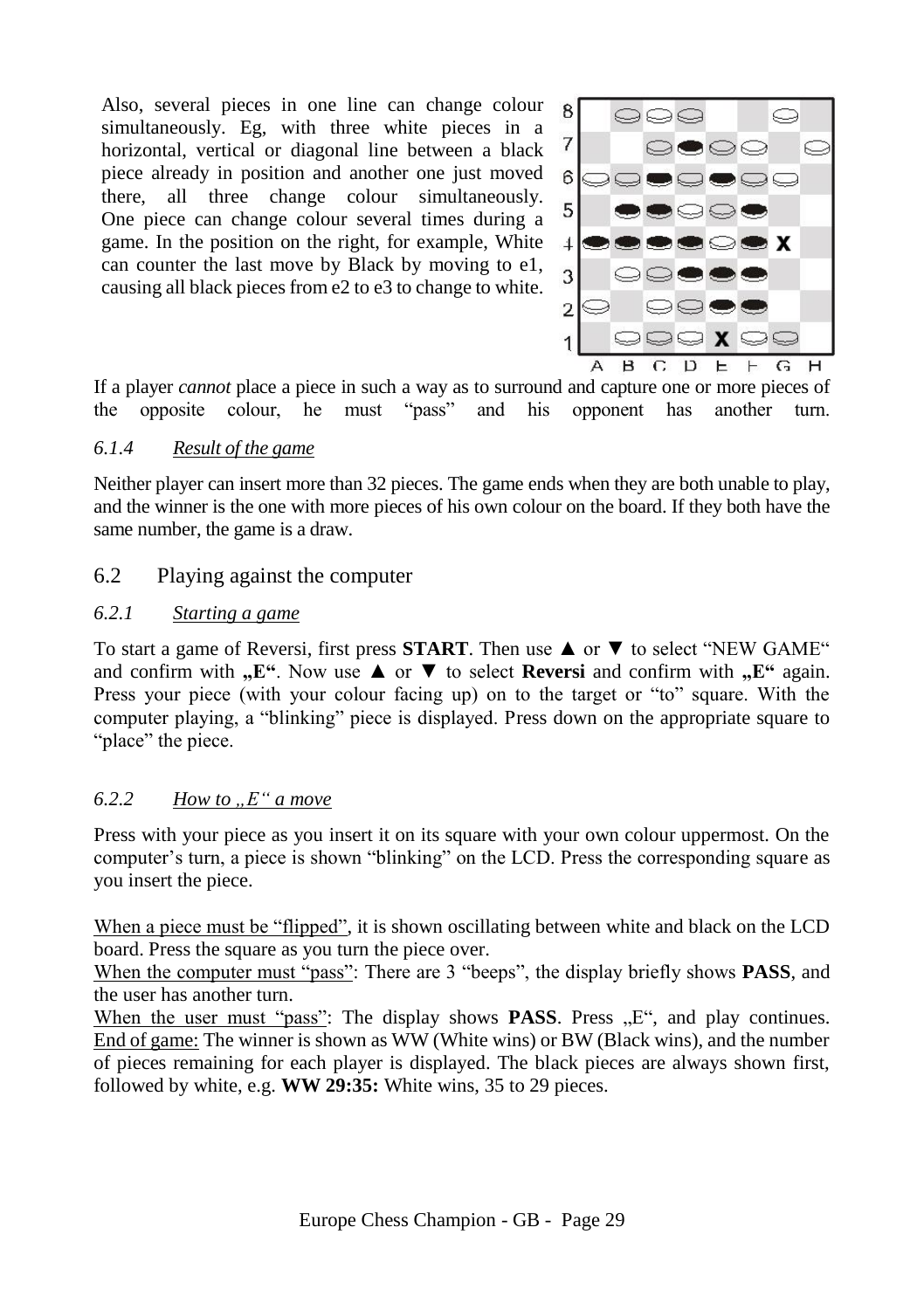Also, several pieces in one line can change colour simultaneously. Eg, with three white pieces in a horizontal, vertical or diagonal line between a black piece already in position and another one just moved there, all three change colour simultaneously. One piece can change colour several times during a game. In the position on the right, for example, White can counter the last move by Black by moving to e1, causing all black pieces from e2 to e3 to change to white.

If a player *cannot* place a piece in such a way as to surround and capture one or more pieces of the opposite colour, he must "pass" and his opponent has another turn.

### 6.1.4 *Result of the game*

Neither player can insert more than 32 pieces. The game ends when they are both unable to play, and the winner is the one with more pieces of his own colour on the board. If they both have the same number, the game is a draw.

## 6.2 Playing against the computer

### 6.2.1 *Starting a game*

To start a game of Reversi, first press **START**. Then use ▲ or ▼ to select "NEW GAME" and confirm with **„E"**. Now use ▲ or ▼ to select **Reversi** and confirm with **„E"** again. Press your piece (with your colour facing up) on to the target or "to" square. With the computer playing, a "blinking" piece is displayed. Press down on the appropriate square to "place" the piece.

### 6.2.2 *How to „E" a move*

Press with your piece as you insert it on its square with your own colour uppermost. On the computer's turn, a piece is shown "blinking" on the LCD. Press the corresponding square as you insert the piece.

When a piece must be "flipped", it is shown oscillating between white and black on the LCD board. Press the square as you turn the piece over.
When the computer must "pass": There are 3 "beeps", the display briefly shows **PASS**, and the user has another turn.
When the user must "pass": The display shows **PASS**. Press „E", and play continues.
End of game: The winner is shown as WW (White wins) or BW (Black wins), and the number of pieces remaining for each player is displayed. The black pieces are always shown first, followed by white, e.g. **WW 29:35:** White wins, 35 to 29 pieces.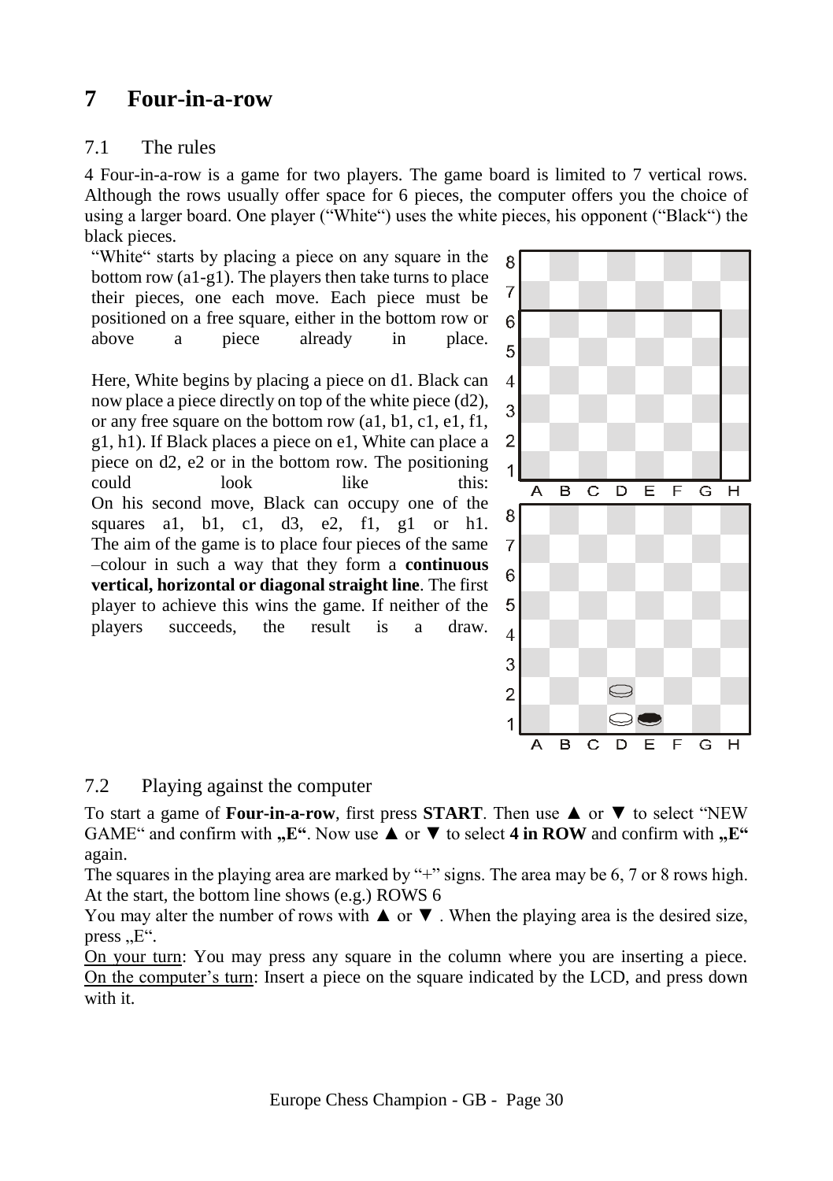# 7 Four-in-a-row

## 7.1 The rules

4 Four-in-a-row is a game for two players. The game board is limited to 7 vertical rows. Although the rows usually offer space for 6 pieces, the computer offers you the choice of using a larger board. One player ("White") uses the white pieces, his opponent ("Black") the black pieces.

"White" starts by placing a piece on any square in the bottom row (a1-g1). The players then take turns to place their pieces, one each move. Each piece must be positioned on a free square, either in the bottom row or above a piece already in place.

Here, White begins by placing a piece on d1. Black can now place a piece directly on top of the white piece (d2), or any free square on the bottom row (a1, b1, c1, e1, f1, g1, h1). If Black places a piece on e1, White can place a piece on d2, e2 or in the bottom row. The positioning could look like this:

On his second move, Black can occupy one of the squares a1, b1, c1, d3, e2, f1, g1 or h1.

The aim of the game is to place four pieces of the same –colour in such a way that they form a **continuous vertical, horizontal or diagonal straight line**. The first player to achieve this wins the game. If neither of the players succeeds, the result is a draw.

## 7.2 Playing against the computer

To start a game of **Four-in-a-row**, first press **START**. Then use ▲ or ▼ to select "NEW GAME" and confirm with **„E"**. Now use ▲ or ▼ to select **4 in ROW** and confirm with **„E"** again.

The squares in the playing area are marked by "+" signs. The area may be 6, 7 or 8 rows high. At the start, the bottom line shows (e.g.) ROWS 6

You may alter the number of rows with ▲ or ▼ . When the playing area is the desired size, press „E".

On your turn: You may press any square in the column where you are inserting a piece.
On the computer's turn: Insert a piece on the square indicated by the LCD, and press down with it.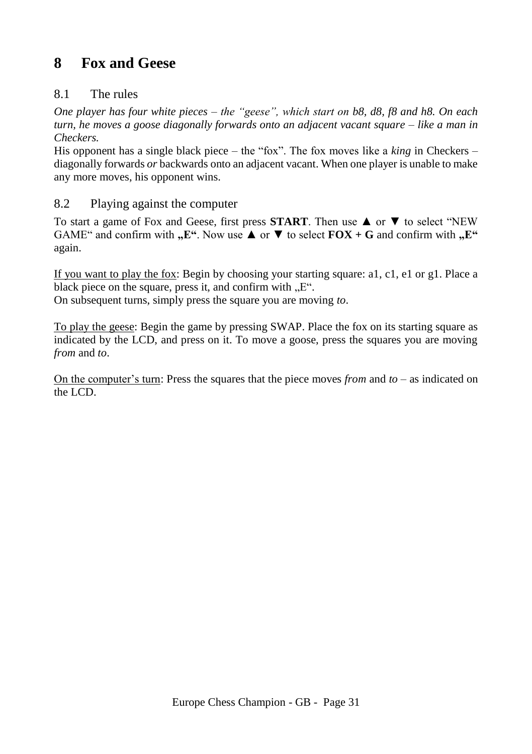# 8 Fox and Geese

## 8.1 The rules

*One player has four white pieces – the "geese", which start on b8, d8, f8 and h8. On each turn, he moves a goose diagonally forwards onto an adjacent vacant square – like a man in Checkers.*

His opponent has a single black piece – the "fox". The fox moves like a *king* in Checkers – diagonally forwards *or* backwards onto an adjacent vacant. When one player is unable to make any more moves, his opponent wins.

## 8.2 Playing against the computer

To start a game of Fox and Geese, first press **START**. Then use ▲ or ▼ to select "NEW GAME" and confirm with **„E"**. Now use ▲ or ▼ to select **FOX + G** and confirm with **„E"** again.

If you want to play the fox: Begin by choosing your starting square: a1, c1, e1 or g1. Place a black piece on the square, press it, and confirm with „E".
On subsequent turns, simply press the square you are moving *to*.

To play the geese: Begin the game by pressing SWAP. Place the fox on its starting square as indicated by the LCD, and press on it. To move a goose, press the squares you are moving *from* and *to*.

On the computer's turn: Press the squares that the piece moves *from* and *to* – as indicated on the LCD.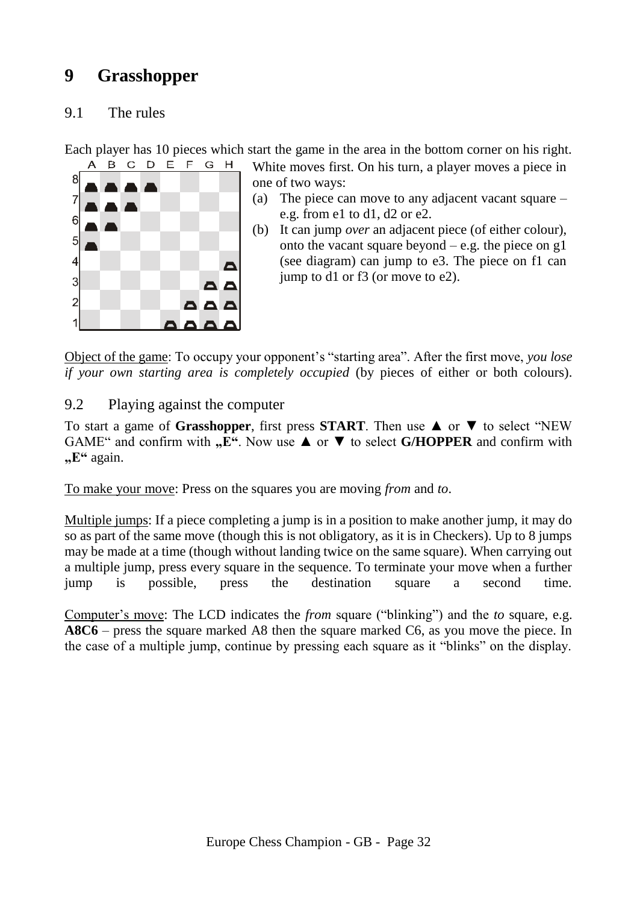# 9 Grasshopper

## 9.1 The rules

Each player has 10 pieces which start the game in the area in the bottom corner on his right.

White moves first. On his turn, a player moves a piece in one of two ways:

(a) The piece can move to any adjacent vacant square – e.g. from e1 to d1, d2 or e2.

(b) It can jump *over* an adjacent piece (of either colour), onto the vacant square beyond – e.g. the piece on g1 (see diagram) can jump to e3. The piece on f1 can jump to d1 or f3 (or move to e2).

Object of the game: To occupy your opponent's "starting area". After the first move, *you lose if your own starting area is completely occupied* (by pieces of either or both colours).

## 9.2 Playing against the computer

To start a game of **Grasshopper**, first press **START**. Then use ▲ or ▼ to select "NEW GAME" and confirm with **„E"**. Now use ▲ or ▼ to select **G/HOPPER** and confirm with **„E"** again.

To make your move: Press on the squares you are moving *from* and *to*.

Multiple jumps: If a piece completing a jump is in a position to make another jump, it may do so as part of the same move (though this is not obligatory, as it is in Checkers). Up to 8 jumps may be made at a time (though without landing twice on the same square). When carrying out a multiple jump, press every square in the sequence. To terminate your move when a further jump is possible, press the destination square a second time.

Computer's move: The LCD indicates the *from* square ("blinking") and the *to* square, e.g. **A8C6** – press the square marked A8 then the square marked C6, as you move the piece. In the case of a multiple jump, continue by pressing each square as it "blinks" on the display.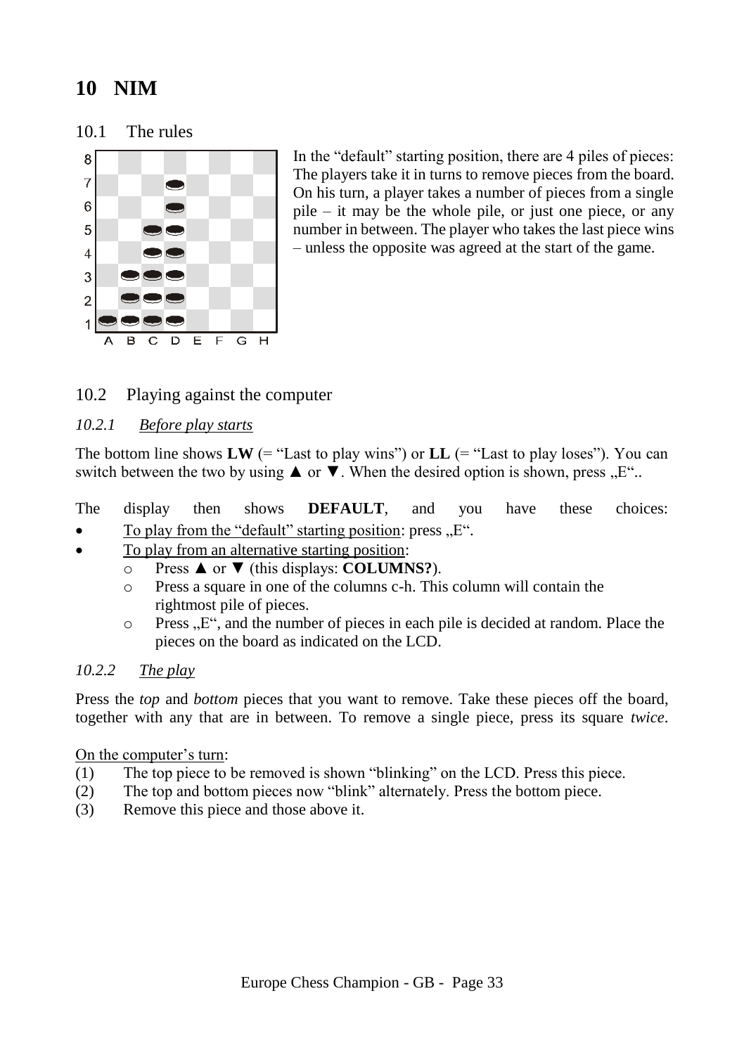# 10 NIM

## 10.1 The rules

In the "default" starting position, there are 4 piles of pieces: The players take it in turns to remove pieces from the board. On his turn, a player takes a number of pieces from a single pile – it may be the whole pile, or just one piece, or any number in between. The player who takes the last piece wins – unless the opposite was agreed at the start of the game.

## 10.2 Playing against the computer

### *10.2.1 Before play starts*

The bottom line shows **LW** (= "Last to play wins") or **LL** (= "Last to play loses"). You can switch between the two by using ▲ or ▼. When the desired option is shown, press „E"..

The display then shows **DEFAULT**, and you have these choices:

- To play from the "default" starting position: press „E".
- To play from an alternative starting position:
  - Press ▲ or ▼ (this displays: **COLUMNS?**).
  - Press a square in one of the columns c-h. This column will contain the rightmost pile of pieces.
  - Press „E", and the number of pieces in each pile is decided at random. Place the pieces on the board as indicated on the LCD.

### *10.2.2 The play*

Press the *top* and *bottom* pieces that you want to remove. Take these pieces off the board, together with any that are in between. To remove a single piece, press its square *twice*.

On the computer's turn:

(1) The top piece to be removed is shown "blinking" on the LCD. Press this piece.
(2) The top and bottom pieces now "blink" alternately. Press the bottom piece.
(3) Remove this piece and those above it.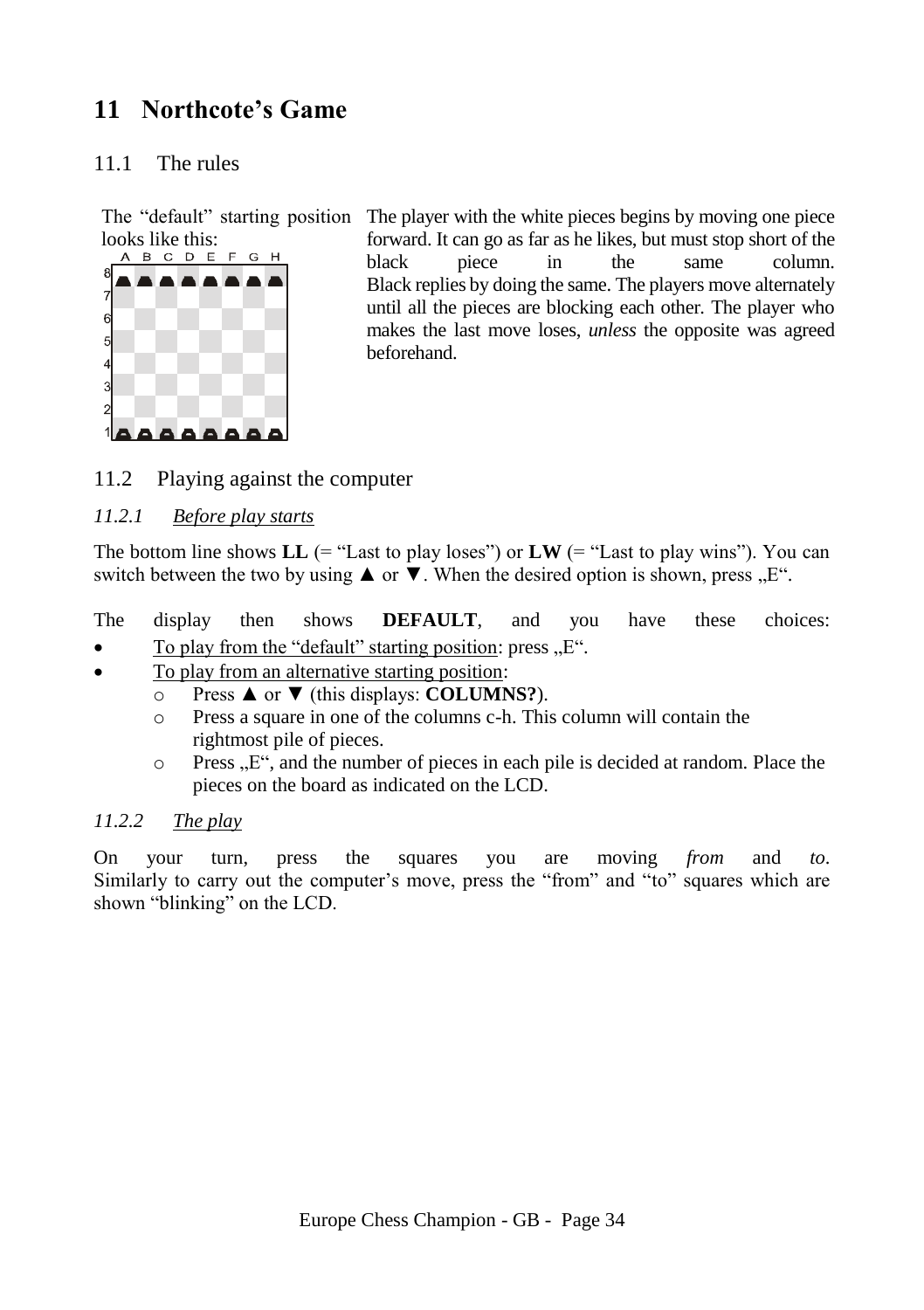# 11 Northcote's Game

## 11.1 The rules

The "default" starting position looks like this:

The player with the white pieces begins by moving one piece forward. It can go as far as he likes, but must stop short of the black piece in the same column. Black replies by doing the same. The players move alternately until all the pieces are blocking each other. The player who makes the last move loses, *unless* the opposite was agreed beforehand.

## 11.2 Playing against the computer

### *11.2.1 Before play starts*

The bottom line shows **LL** (= "Last to play loses") or **LW** (= "Last to play wins"). You can switch between the two by using ▲ or ▼. When the desired option is shown, press „E".

The display then shows **DEFAULT**, and you have these choices:

- To play from the "default" starting position: press „E".
- To play from an alternative starting position:
  - Press ▲ or ▼ (this displays: **COLUMNS?**).
  - Press a square in one of the columns c-h. This column will contain the rightmost pile of pieces.
  - Press „E", and the number of pieces in each pile is decided at random. Place the pieces on the board as indicated on the LCD.

### *11.2.2 The play*

On your turn, press the squares you are moving *from* and *to*. Similarly to carry out the computer's move, press the "from" and "to" squares which are shown "blinking" on the LCD.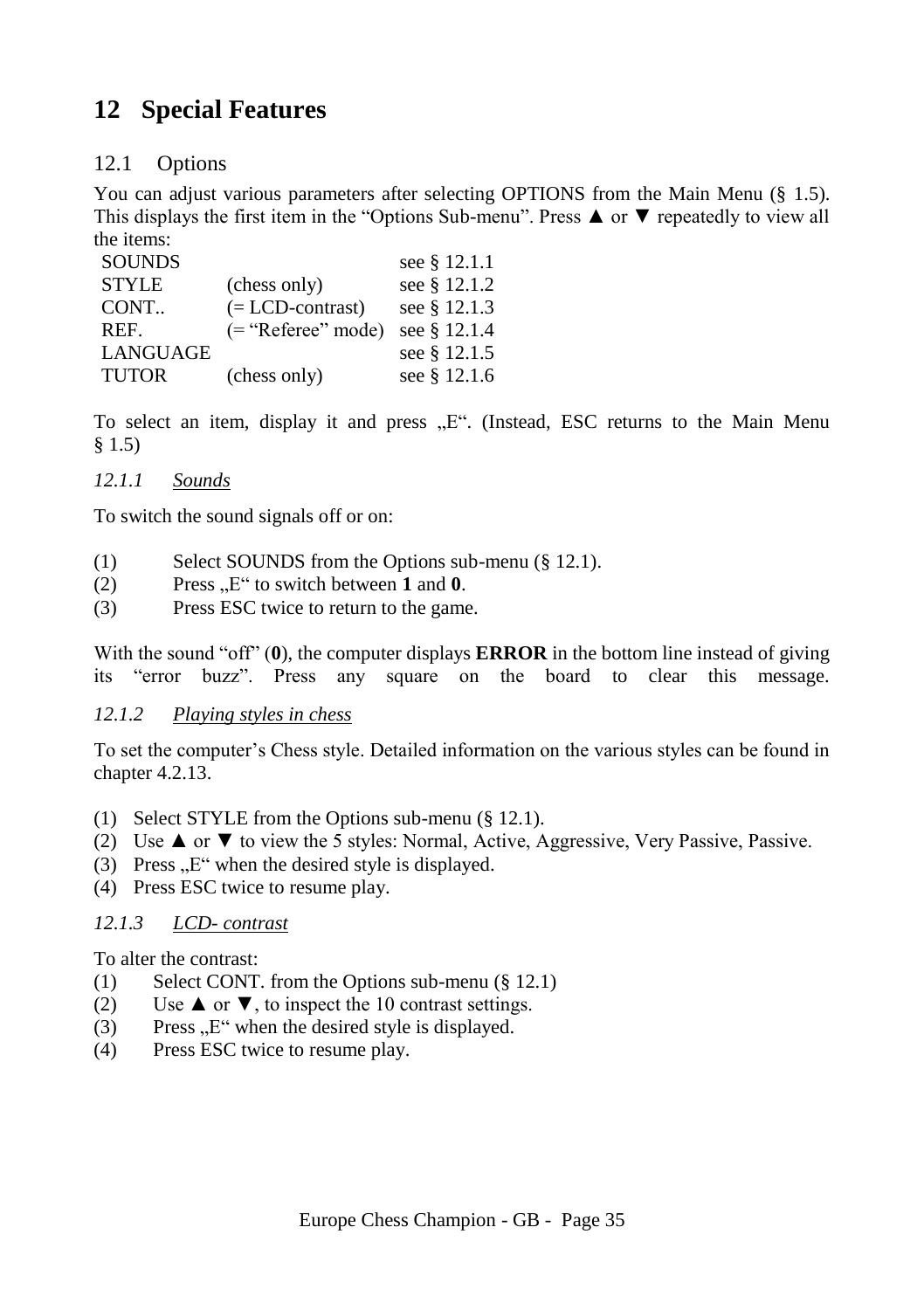# 12 Special Features

## 12.1 Options

You can adjust various parameters after selecting OPTIONS from the Main Menu (§ 1.5). This displays the first item in the "Options Sub-menu". Press ▲ or ▼ repeatedly to view all the items:

| | | |
|---|---|---|
| SOUNDS | | see § 12.1.1 |
| STYLE | (chess only) | see § 12.1.2 |
| CONT.. | (= LCD-contrast) | see § 12.1.3 |
| REF. | (= "Referee" mode) | see § 12.1.4 |
| LANGUAGE | | see § 12.1.5 |
| TUTOR | (chess only) | see § 12.1.6 |

To select an item, display it and press „E". (Instead, ESC returns to the Main Menu § 1.5)

### *12.1.1 Sounds*

To switch the sound signals off or on:

(1) Select SOUNDS from the Options sub-menu (§ 12.1).
(2) Press „E" to switch between **1** and **0**.
(3) Press ESC twice to return to the game.

With the sound "off" (**0**), the computer displays **ERROR** in the bottom line instead of giving its "error buzz". Press any square on the board to clear this message.

### *12.1.2 Playing styles in chess*

To set the computer's Chess style. Detailed information on the various styles can be found in chapter 4.2.13.

(1) Select STYLE from the Options sub-menu (§ 12.1).
(2) Use ▲ or ▼ to view the 5 styles: Normal, Active, Aggressive, Very Passive, Passive.
(3) Press „E" when the desired style is displayed.
(4) Press ESC twice to resume play.

### *12.1.3 LCD- contrast*

To alter the contrast:

(1) Select CONT. from the Options sub-menu (§ 12.1)
(2) Use ▲ or ▼, to inspect the 10 contrast settings.
(3) Press „E" when the desired style is displayed.
(4) Press ESC twice to resume play.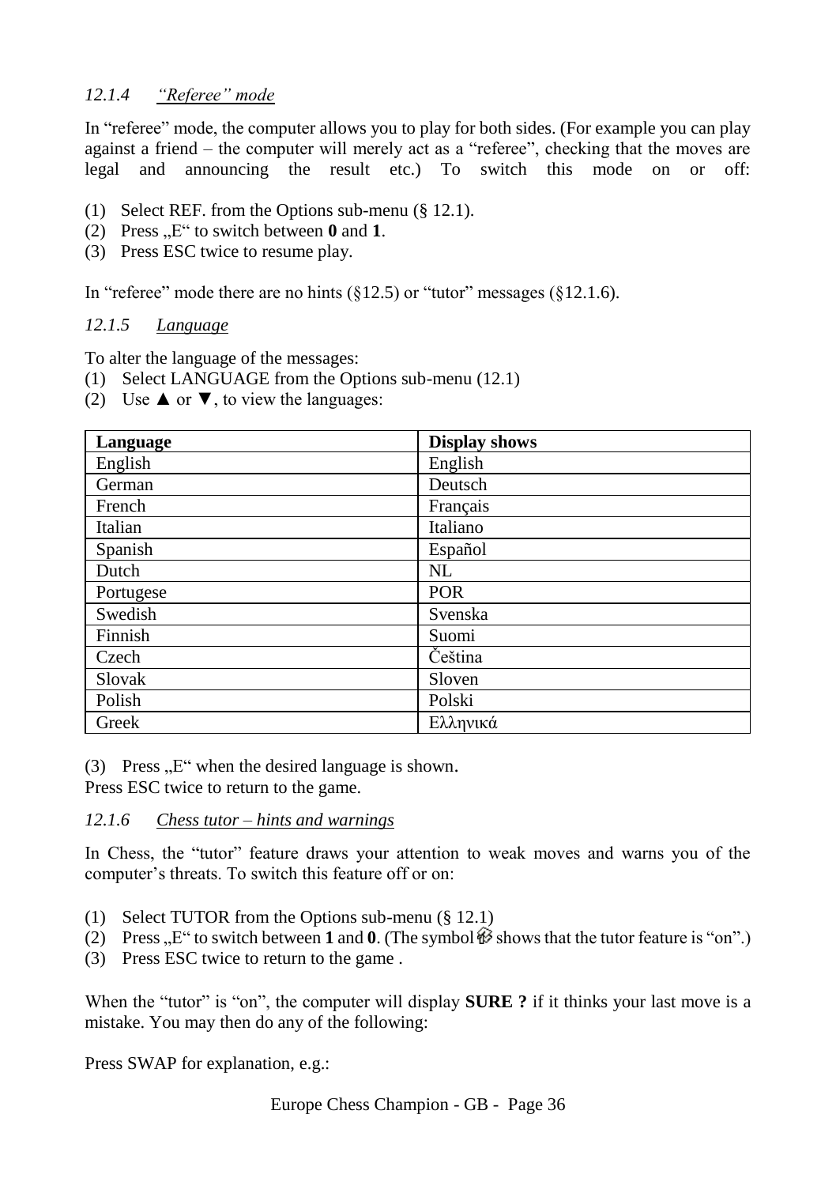### 12.1.4 *“Referee” mode*

In “referee” mode, the computer allows you to play for both sides. (For example you can play against a friend – the computer will merely act as a “referee”, checking that the moves are legal and announcing the result etc.) To switch this mode on or off:

(1) Select REF. from the Options sub-menu (§ 12.1).
(2) Press „E“ to switch between **0** and **1**.
(3) Press ESC twice to resume play.

In “referee” mode there are no hints (§12.5) or “tutor” messages (§12.1.6).

### 12.1.5 *Language*

To alter the language of the messages:
(1) Select LANGUAGE from the Options sub-menu (12.1)
(2) Use ▲ or ▼, to view the languages:

| Language | Display shows |
|---|---|
| English | English |
| German | Deutsch |
| French | Français |
| Italian | Italiano |
| Spanish | Español |
| Dutch | NL |
| Portugese | POR |
| Swedish | Svenska |
| Finnish | Suomi |
| Czech | Čeština |
| Slovak | Sloven |
| Polish | Polski |
| Greek | Ελληνικά |

(3) Press „E“ when the desired language is shown.
Press ESC twice to return to the game.

### 12.1.6 *Chess tutor – hints and warnings*

In Chess, the “tutor” feature draws your attention to weak moves and warns you of the computer’s threats. To switch this feature off or on:

(1) Select TUTOR from the Options sub-menu (§ 12.1)
(2) Press „E“ to switch between **1** and **0**. (The symbol shows that the tutor feature is “on”.)
(3) Press ESC twice to return to the game .

When the “tutor” is “on”, the computer will display **SURE ?** if it thinks your last move is a mistake. You may then do any of the following:

Press SWAP for explanation, e.g.: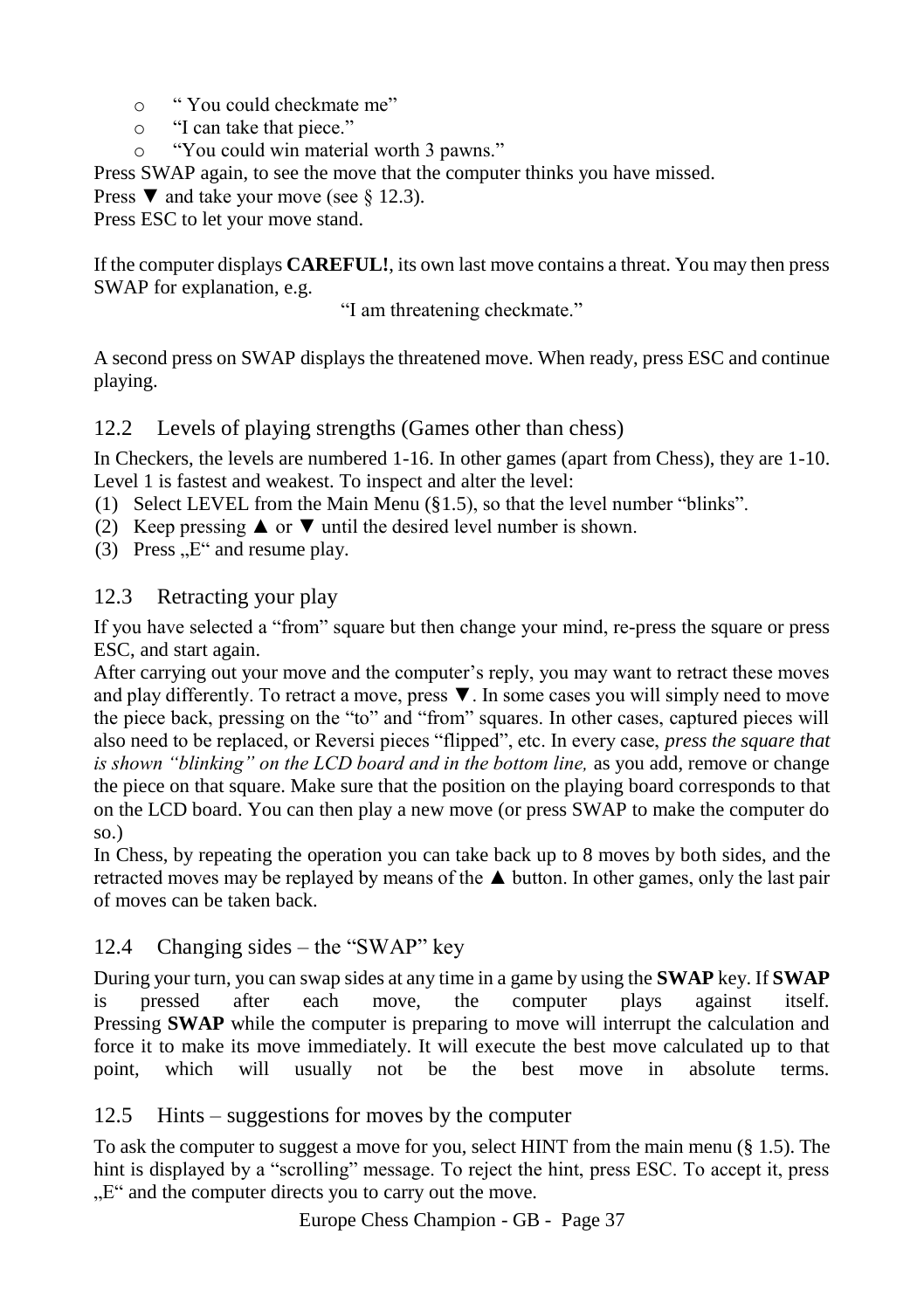- " You could checkmate me"
- "I can take that piece."
- "You could win material worth 3 pawns."

Press SWAP again, to see the move that the computer thinks you have missed.
Press ▼ and take your move (see § 12.3).
Press ESC to let your move stand.

If the computer displays **CAREFUL!**, its own last move contains a threat. You may then press SWAP for explanation, e.g.

"I am threatening checkmate."

A second press on SWAP displays the threatened move. When ready, press ESC and continue playing.

## 12.2 Levels of playing strengths (Games other than chess)

In Checkers, the levels are numbered 1-16. In other games (apart from Chess), they are 1-10. Level 1 is fastest and weakest. To inspect and alter the level:

(1) Select LEVEL from the Main Menu (§1.5), so that the level number "blinks".
(2) Keep pressing ▲ or ▼ until the desired level number is shown.
(3) Press „E" and resume play.

## 12.3 Retracting your play

If you have selected a "from" square but then change your mind, re-press the square or press ESC, and start again.
After carrying out your move and the computer's reply, you may want to retract these moves and play differently. To retract a move, press ▼. In some cases you will simply need to move the piece back, pressing on the "to" and "from" squares. In other cases, captured pieces will also need to be replaced, or Reversi pieces "flipped", etc. In every case, *press the square that is shown "blinking" on the LCD board and in the bottom line,* as you add, remove or change the piece on that square. Make sure that the position on the playing board corresponds to that on the LCD board. You can then play a new move (or press SWAP to make the computer do so.)
In Chess, by repeating the operation you can take back up to 8 moves by both sides, and the retracted moves may be replayed by means of the ▲ button. In other games, only the last pair of moves can be taken back.

## 12.4 Changing sides – the "SWAP" key

During your turn, you can swap sides at any time in a game by using the **SWAP** key. If **SWAP** is pressed after each move, the computer plays against itself.
Pressing **SWAP** while the computer is preparing to move will interrupt the calculation and force it to make its move immediately. It will execute the best move calculated up to that point, which will usually not be the best move in absolute terms.

## 12.5 Hints – suggestions for moves by the computer

To ask the computer to suggest a move for you, select HINT from the main menu (§ 1.5). The hint is displayed by a "scrolling" message. To reject the hint, press ESC. To accept it, press „E" and the computer directs you to carry out the move.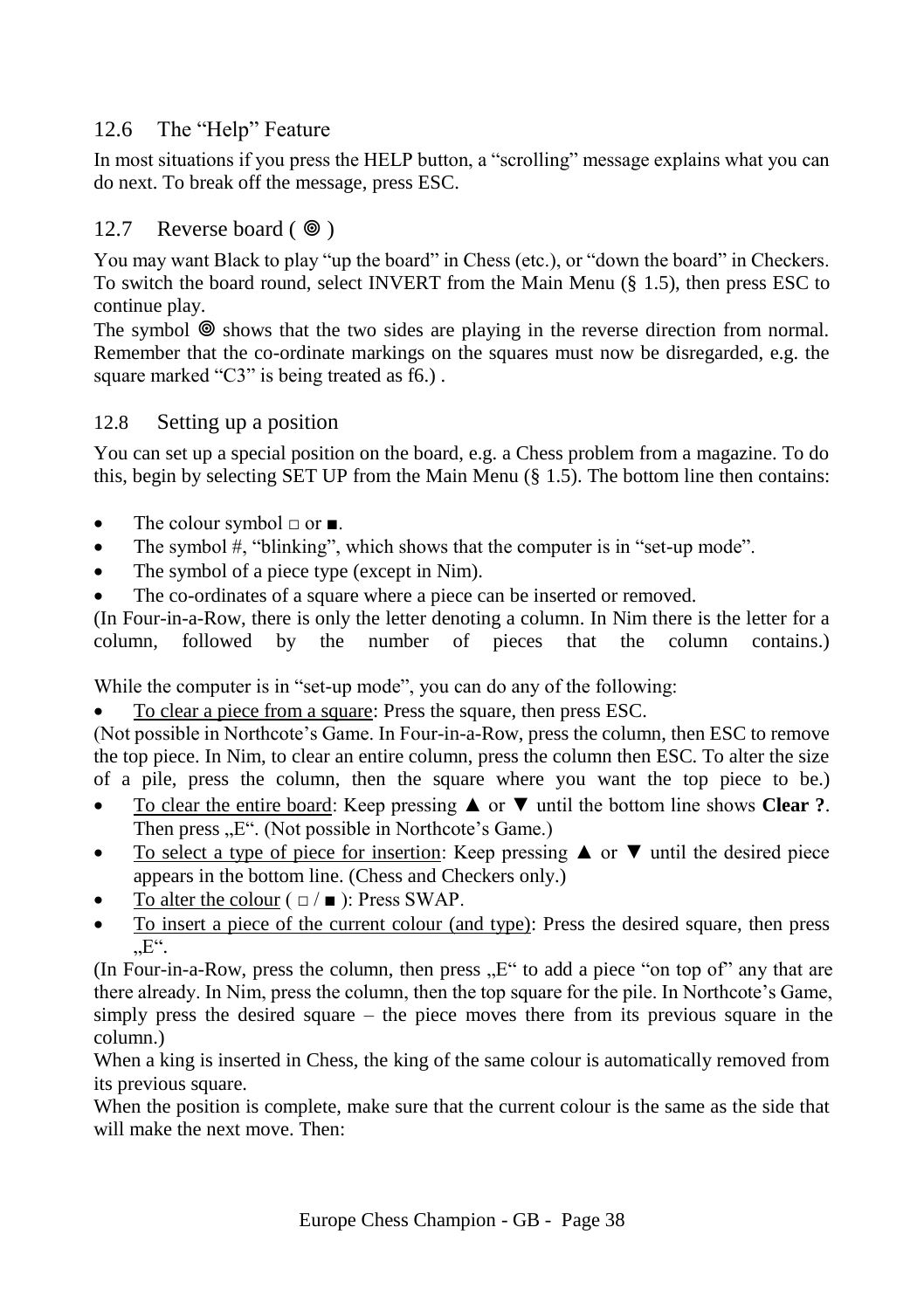## 12.6 The "Help" Feature

In most situations if you press the HELP button, a "scrolling" message explains what you can do next. To break off the message, press ESC.

## 12.7 Reverse board ( ⊚ )

You may want Black to play "up the board" in Chess (etc.), or "down the board" in Checkers. To switch the board round, select INVERT from the Main Menu (§ 1.5), then press ESC to continue play.

The symbol ⊚ shows that the two sides are playing in the reverse direction from normal. Remember that the co-ordinate markings on the squares must now be disregarded, e.g. the square marked "C3" is being treated as f6.) .

## 12.8 Setting up a position

You can set up a special position on the board, e.g. a Chess problem from a magazine. To do this, begin by selecting SET UP from the Main Menu (§ 1.5). The bottom line then contains:

- The colour symbol □ or ■.
- The symbol #, "blinking", which shows that the computer is in "set-up mode".
- The symbol of a piece type (except in Nim).
- The co-ordinates of a square where a piece can be inserted or removed.

(In Four-in-a-Row, there is only the letter denoting a column. In Nim there is the letter for a column, followed by the number of pieces that the column contains.)

While the computer is in "set-up mode", you can do any of the following:

- To clear a piece from a square: Press the square, then press ESC.

(Not possible in Northcote's Game. In Four-in-a-Row, press the column, then ESC to remove the top piece. In Nim, to clear an entire column, press the column then ESC. To alter the size of a pile, press the column, then the square where you want the top piece to be.)

- To clear the entire board: Keep pressing ▲ or ▼ until the bottom line shows **Clear ?**. Then press „E". (Not possible in Northcote's Game.)
- To select a type of piece for insertion: Keep pressing ▲ or ▼ until the desired piece appears in the bottom line. (Chess and Checkers only.)
- To alter the colour ( □ / ■ ): Press SWAP.
- To insert a piece of the current colour (and type): Press the desired square, then press „E".

(In Four-in-a-Row, press the column, then press „E" to add a piece "on top of" any that are there already. In Nim, press the column, then the top square for the pile. In Northcote's Game, simply press the desired square – the piece moves there from its previous square in the column.)

When a king is inserted in Chess, the king of the same colour is automatically removed from its previous square.

When the position is complete, make sure that the current colour is the same as the side that will make the next move. Then: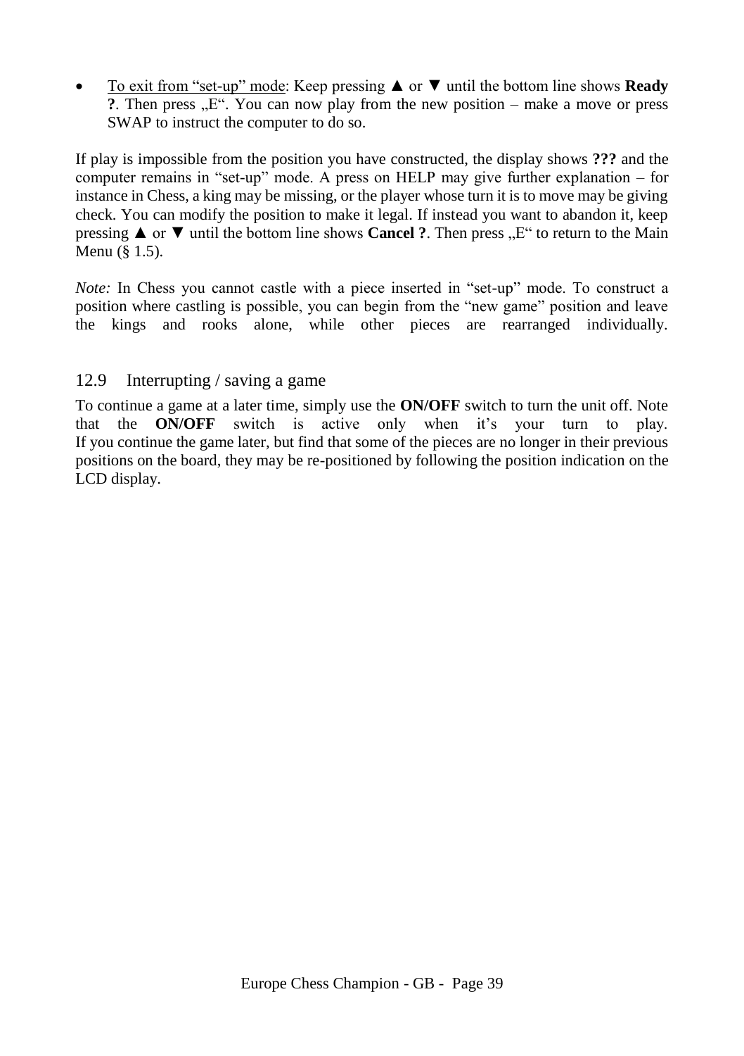- To exit from "set-up" mode: Keep pressing ▲ or ▼ until the bottom line shows **Ready ?**. Then press „E". You can now play from the new position – make a move or press SWAP to instruct the computer to do so.

If play is impossible from the position you have constructed, the display shows **???** and the computer remains in "set-up" mode. A press on HELP may give further explanation – for instance in Chess, a king may be missing, or the player whose turn it is to move may be giving check. You can modify the position to make it legal. If instead you want to abandon it, keep pressing ▲ or ▼ until the bottom line shows **Cancel ?**. Then press „E" to return to the Main Menu (§ 1.5).

*Note:* In Chess you cannot castle with a piece inserted in "set-up" mode. To construct a position where castling is possible, you can begin from the "new game" position and leave the kings and rooks alone, while other pieces are rearranged individually.

## 12.9 Interrupting / saving a game

To continue a game at a later time, simply use the **ON/OFF** switch to turn the unit off. Note that the **ON/OFF** switch is active only when it's your turn to play.
If you continue the game later, but find that some of the pieces are no longer in their previous positions on the board, they may be re-positioned by following the position indication on the LCD display.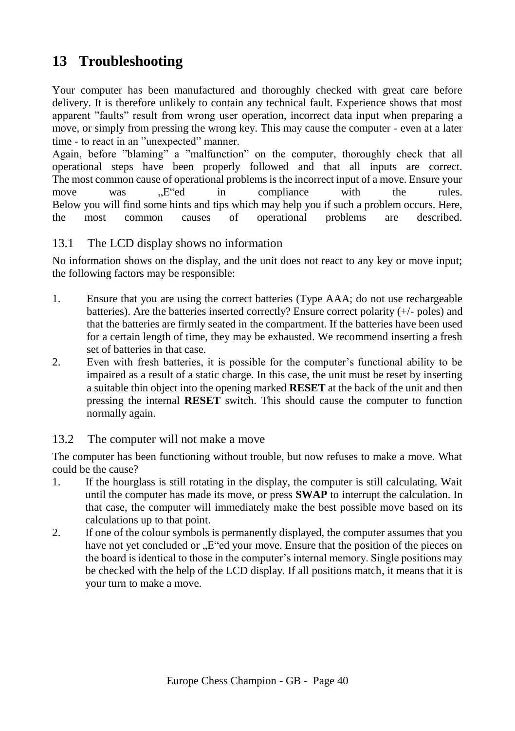# 13 Troubleshooting

Your computer has been manufactured and thoroughly checked with great care before delivery. It is therefore unlikely to contain any technical fault. Experience shows that most apparent ”faults” result from wrong user operation, incorrect data input when preparing a move, or simply from pressing the wrong key. This may cause the computer - even at a later time - to react in an ”unexpected” manner.

Again, before ”blaming” a ”malfunction” on the computer, thoroughly check that all operational steps have been properly followed and that all inputs are correct. The most common cause of operational problems is the incorrect input of a move. Ensure your move was „E“ed in compliance with the rules.

Below you will find some hints and tips which may help you if such a problem occurs. Here, the most common causes of operational problems are described.

## 13.1 The LCD display shows no information

No information shows on the display, and the unit does not react to any key or move input; the following factors may be responsible:

1. Ensure that you are using the correct batteries (Type AAA; do not use rechargeable batteries). Are the batteries inserted correctly? Ensure correct polarity (+/- poles) and that the batteries are firmly seated in the compartment. If the batteries have been used for a certain length of time, they may be exhausted. We recommend inserting a fresh set of batteries in that case.
2. Even with fresh batteries, it is possible for the computer’s functional ability to be impaired as a result of a static charge. In this case, the unit must be reset by inserting a suitable thin object into the opening marked **RESET** at the back of the unit and then pressing the internal **RESET** switch. This should cause the computer to function normally again.

## 13.2 The computer will not make a move

The computer has been functioning without trouble, but now refuses to make a move. What could be the cause?

1. If the hourglass is still rotating in the display, the computer is still calculating. Wait until the computer has made its move, or press **SWAP** to interrupt the calculation. In that case, the computer will immediately make the best possible move based on its calculations up to that point.
2. If one of the colour symbols is permanently displayed, the computer assumes that you have not yet concluded or „E“ed your move. Ensure that the position of the pieces on the board is identical to those in the computer’s internal memory. Single positions may be checked with the help of the LCD display. If all positions match, it means that it is your turn to make a move.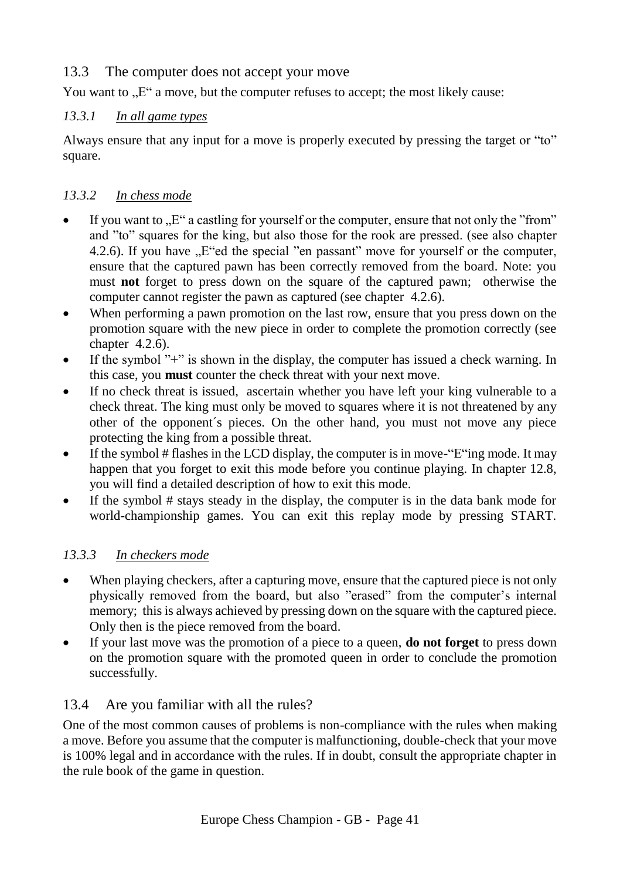## 13.3 The computer does not accept your move

You want to „E“ a move, but the computer refuses to accept; the most likely cause:

### *13.3.1 In all game types*

Always ensure that any input for a move is properly executed by pressing the target or “to” square.

### *13.3.2 In chess mode*

- If you want to „E“ a castling for yourself or the computer, ensure that not only the ”from” and ”to” squares for the king, but also those for the rook are pressed. (see also chapter 4.2.6). If you have „E“ed the special ”en passant” move for yourself or the computer, ensure that the captured pawn has been correctly removed from the board. Note: you must **not** forget to press down on the square of the captured pawn; otherwise the computer cannot register the pawn as captured (see chapter 4.2.6).
- When performing a pawn promotion on the last row, ensure that you press down on the promotion square with the new piece in order to complete the promotion correctly (see chapter 4.2.6).
- If the symbol ”+” is shown in the display, the computer has issued a check warning. In this case, you **must** counter the check threat with your next move.
- If no check threat is issued, ascertain whether you have left your king vulnerable to a check threat. The king must only be moved to squares where it is not threatened by any other of the opponent´s pieces. On the other hand, you must not move any piece protecting the king from a possible threat.
- If the symbol # flashes in the LCD display, the computer is in move-“E“ing mode. It may happen that you forget to exit this mode before you continue playing. In chapter 12.8, you will find a detailed description of how to exit this mode.
- If the symbol # stays steady in the display, the computer is in the data bank mode for world-championship games. You can exit this replay mode by pressing START.

### *13.3.3 In checkers mode*

- When playing checkers, after a capturing move, ensure that the captured piece is not only physically removed from the board, but also ”erased” from the computer’s internal memory; this is always achieved by pressing down on the square with the captured piece. Only then is the piece removed from the board.
- If your last move was the promotion of a piece to a queen, **do not forget** to press down on the promotion square with the promoted queen in order to conclude the promotion successfully.

## 13.4 Are you familiar with all the rules?

One of the most common causes of problems is non-compliance with the rules when making a move. Before you assume that the computer is malfunctioning, double-check that your move is 100% legal and in accordance with the rules. If in doubt, consult the appropriate chapter in the rule book of the game in question.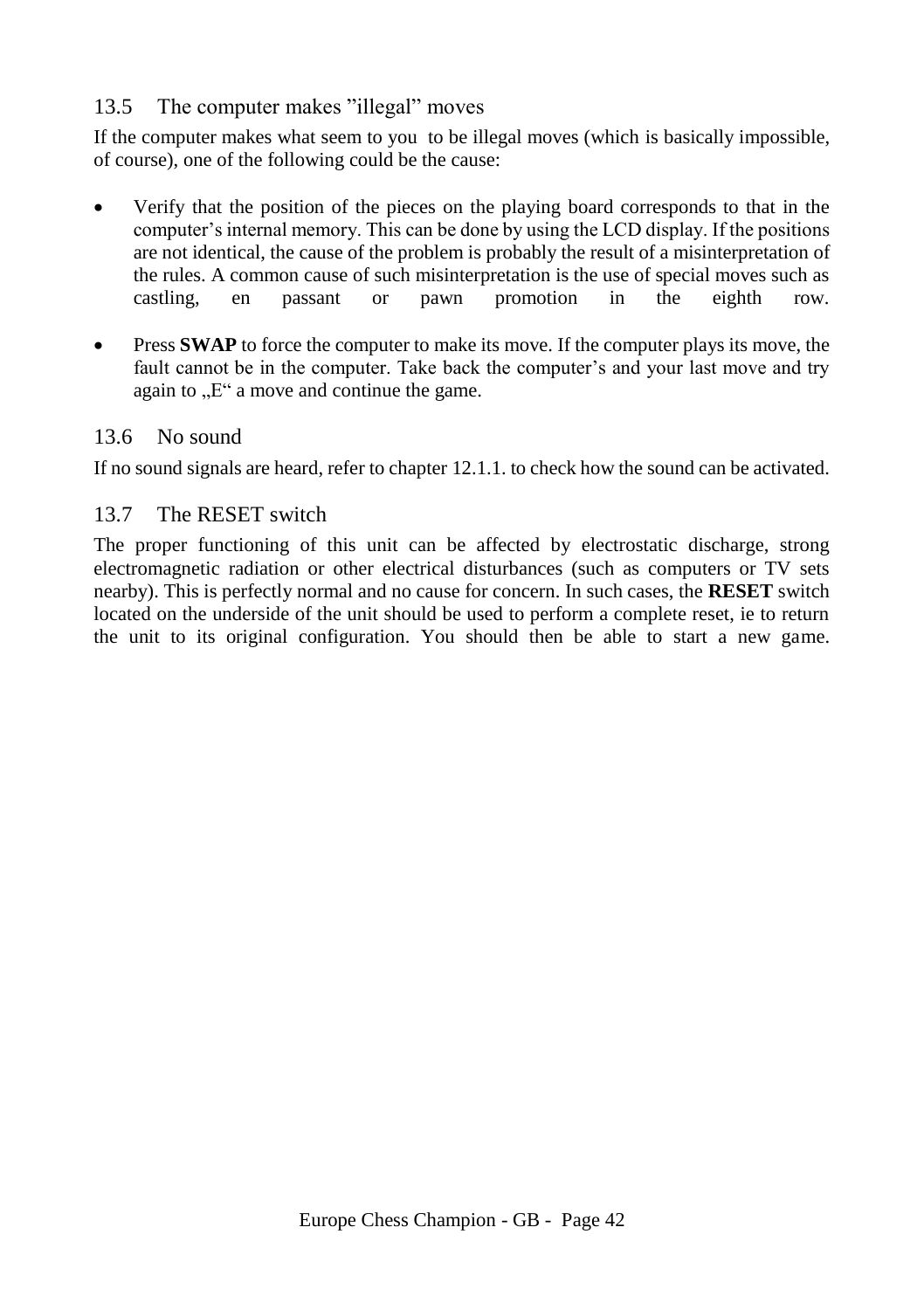## 13.5 The computer makes ”illegal” moves

If the computer makes what seem to you to be illegal moves (which is basically impossible, of course), one of the following could be the cause:

- Verify that the position of the pieces on the playing board corresponds to that in the computer’s internal memory. This can be done by using the LCD display. If the positions are not identical, the cause of the problem is probably the result of a misinterpretation of the rules. A common cause of such misinterpretation is the use of special moves such as castling, en passant or pawn promotion in the eighth row.
- Press **SWAP** to force the computer to make its move. If the computer plays its move, the fault cannot be in the computer. Take back the computer’s and your last move and try again to „E“ a move and continue the game.

## 13.6 No sound

If no sound signals are heard, refer to chapter 12.1.1. to check how the sound can be activated.

## 13.7 The RESET switch

The proper functioning of this unit can be affected by electrostatic discharge, strong electromagnetic radiation or other electrical disturbances (such as computers or TV sets nearby). This is perfectly normal and no cause for concern. In such cases, the **RESET** switch located on the underside of the unit should be used to perform a complete reset, ie to return the unit to its original configuration. You should then be able to start a new game.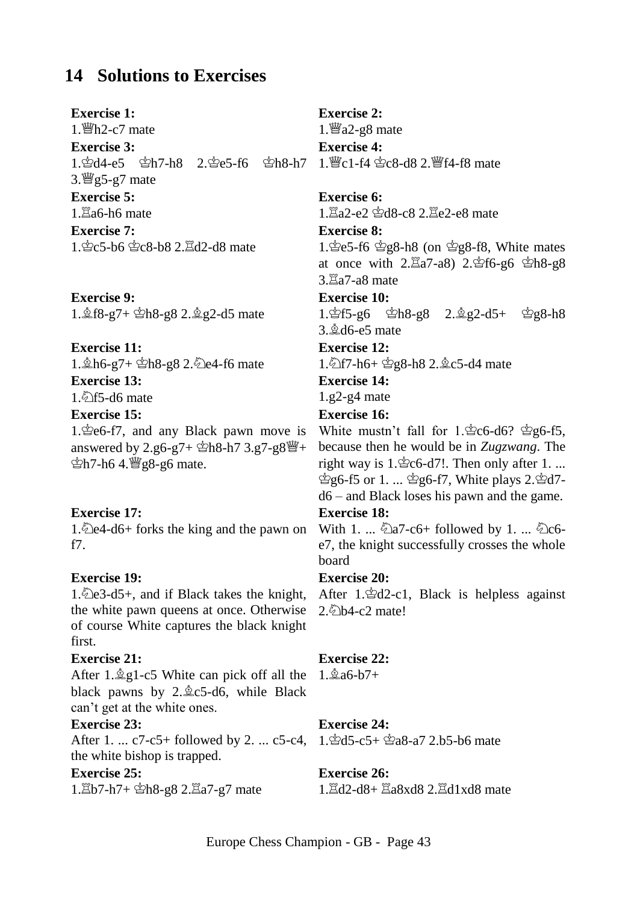# 14 Solutions to Exercises

**Exercise 1:**
1.♕h2-c7 mate

**Exercise 2:**
1.♕a2-g8 mate

**Exercise 3:**
1.♔d4-e5 ♔h7-h8 2.♔e5-f6 ♔h8-h7 3.♕g5-g7 mate

**Exercise 4:**
1.♕c1-f4 ♔c8-d8 2.♕f4-f8 mate

**Exercise 5:**
1.♖a6-h6 mate

**Exercise 6:**
1.♖a2-e2 ♔d8-c8 2.♖e2-e8 mate

**Exercise 7:**
1.♔c5-b6 ♔c8-b8 2.♖d2-d8 mate

**Exercise 8:**
1.♔e5-f6 ♔g8-h8 (on ♔g8-f8, White mates at once with 2.♖a7-a8) 2.♔f6-g6 ♔h8-g8 3.♖a7-a8 mate

**Exercise 9:**
1.♗f8-g7+ ♔h8-g8 2.♗g2-d5 mate

**Exercise 10:**
1.♔f5-g6 ♔h8-g8 2.♗g2-d5+ ♔g8-h8 3.♗d6-e5 mate

**Exercise 11:**
1.♗h6-g7+ ♔h8-g8 2.♘e4-f6 mate

**Exercise 12:**
1.♘f7-h6+ ♔g8-h8 2.♗c5-d4 mate

**Exercise 13:**
1.♘f5-d6 mate

**Exercise 14:**
1.g2-g4 mate

**Exercise 15:**
1.♔e6-f7, and any Black pawn move is answered by 2.g6-g7+ ♔h8-h7 3.g7-g8♕+ ♔h7-h6 4.♕g8-g6 mate.

**Exercise 16:**
White mustn't fall for 1.♔c6-d6? ♔g6-f5, because then he would be in *Zugzwang*. The right way is 1.♔c6-d7!. Then only after 1. ... ♔g6-f5 or 1. ... ♔g6-f7, White plays 2.♔d7-d6 – and Black loses his pawn and the game.

**Exercise 17:**
1.♘e4-d6+ forks the king and the pawn on f7.

**Exercise 18:**
With 1. ... ♘a7-c6+ followed by 1. ... ♘c6-e7, the knight successfully crosses the whole board

**Exercise 19:**
1.♘e3-d5+, and if Black takes the knight, the white pawn queens at once. Otherwise of course White captures the black knight first.

**Exercise 20:**
After 1.♔d2-c1, Black is helpless against 2.♘b4-c2 mate!

**Exercise 21:**
After 1.♗g1-c5 White can pick off all the black pawns by 2.♗c5-d6, while Black can't get at the white ones.

**Exercise 22:**
1.♗a6-b7+

**Exercise 23:**
After 1. ... c7-c5+ followed by 2. ... c5-c4, the white bishop is trapped.

**Exercise 24:**
1.♔d5-c5+ ♔a8-a7 2.b5-b6 mate

**Exercise 25:**
1.♖b7-h7+ ♔h8-g8 2.♖a7-g7 mate

**Exercise 26:**
1.♖d2-d8+ ♖a8xd8 2.♖d1xd8 mate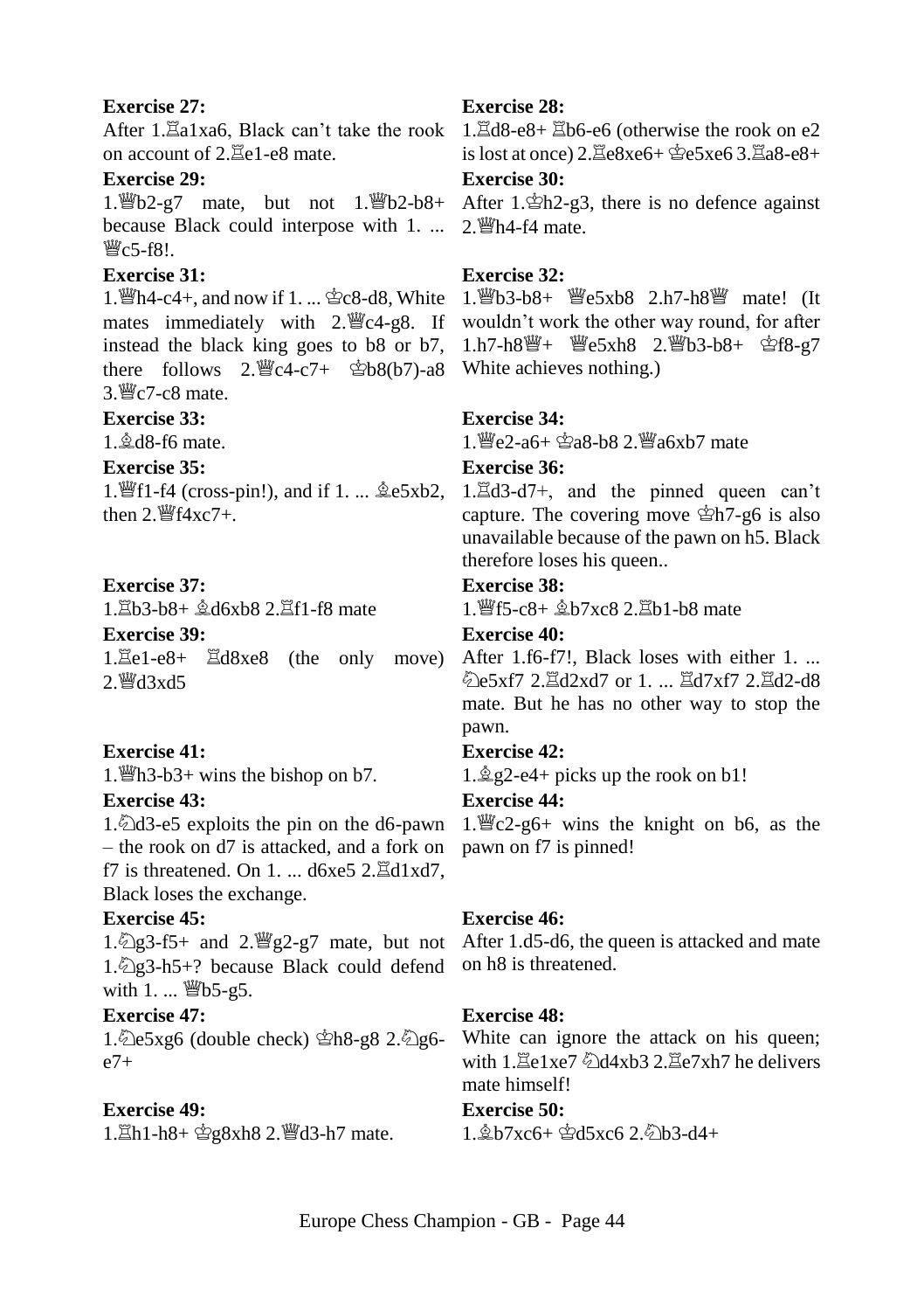**Exercise 27:**

After 1.♖a1xa6, Black can't take the rook on account of 2.♖e1-e8 mate.

**Exercise 28:**

1.♖d8-e8+ ♖b6-e6 (otherwise the rook on e2 is lost at once) 2.♖e8xe6+ ♔e5xe6 3.♖a8-e8+

**Exercise 29:**

1.♕b2-g7 mate, but not 1.♕b2-b8+ because Black could interpose with 1. ... ♕c5-f8!.

**Exercise 30:**

After 1.♔h2-g3, there is no defence against 2.♕h4-f4 mate.

**Exercise 31:**

1.♕h4-c4+, and now if 1. ... ♔c8-d8, White mates immediately with 2.♕c4-g8. If instead the black king goes to b8 or b7, there follows 2.♕c4-c7+ ♔b8(b7)-a8 3.♕c7-c8 mate.

**Exercise 32:**

1.♕b3-b8+ ♕e5xb8 2.h7-h8♕ mate! (It wouldn't work the other way round, for after 1.h7-h8♕+ ♕e5xh8 2.♕b3-b8+ ♔f8-g7 White achieves nothing.)

**Exercise 33:**

1.♗d8-f6 mate.

**Exercise 34:**

1.♕e2-a6+ ♔a8-b8 2.♕a6xb7 mate

**Exercise 35:**

1.♕f1-f4 (cross-pin!), and if 1. ... ♗e5xb2, then 2.♕f4xc7+.

**Exercise 36:**

1.♖d3-d7+, and the pinned queen can't capture. The covering move ♔h7-g6 is also unavailable because of the pawn on h5. Black therefore loses his queen..

**Exercise 37:**

1.♖b3-b8+ ♗d6xb8 2.♖f1-f8 mate

**Exercise 38:**

1.♕f5-c8+ ♗b7xc8 2.♖b1-b8 mate

**Exercise 39:**

1.♖e1-e8+ ♖d8xe8 (the only move) 2.♕d3xd5

**Exercise 40:**

After 1.f6-f7!, Black loses with either 1. ... ♘e5xf7 2.♖d2xd7 or 1. ... ♖d7xf7 2.♖d2-d8 mate. But he has no other way to stop the pawn.

**Exercise 41:**

1.♕h3-b3+ wins the bishop on b7.

**Exercise 42:**

1.♗g2-e4+ picks up the rook on b1!

**Exercise 43:**

1.♘d3-e5 exploits the pin on the d6-pawn – the rook on d7 is attacked, and a fork on f7 is threatened. On 1. ... d6xe5 2.♖d1xd7, Black loses the exchange.

**Exercise 44:**

1.♕c2-g6+ wins the knight on b6, as the pawn on f7 is pinned!

**Exercise 45:**

1.♘g3-f5+ and 2.♕g2-g7 mate, but not 1.♘g3-h5+? because Black could defend with 1. ... ♕b5-g5.

**Exercise 46:**

After 1.d5-d6, the queen is attacked and mate on h8 is threatened.

**Exercise 47:**

1.♘e5xg6 (double check) ♔h8-g8 2.♘g6-e7+

**Exercise 48:**

White can ignore the attack on his queen; with 1.♖e1xe7 ♘d4xb3 2.♖e7xh7 he delivers mate himself!

**Exercise 49:**

1.♖h1-h8+ ♔g8xh8 2.♕d3-h7 mate.

**Exercise 50:**

1.♗b7xc6+ ♔d5xc6 2.♘b3-d4+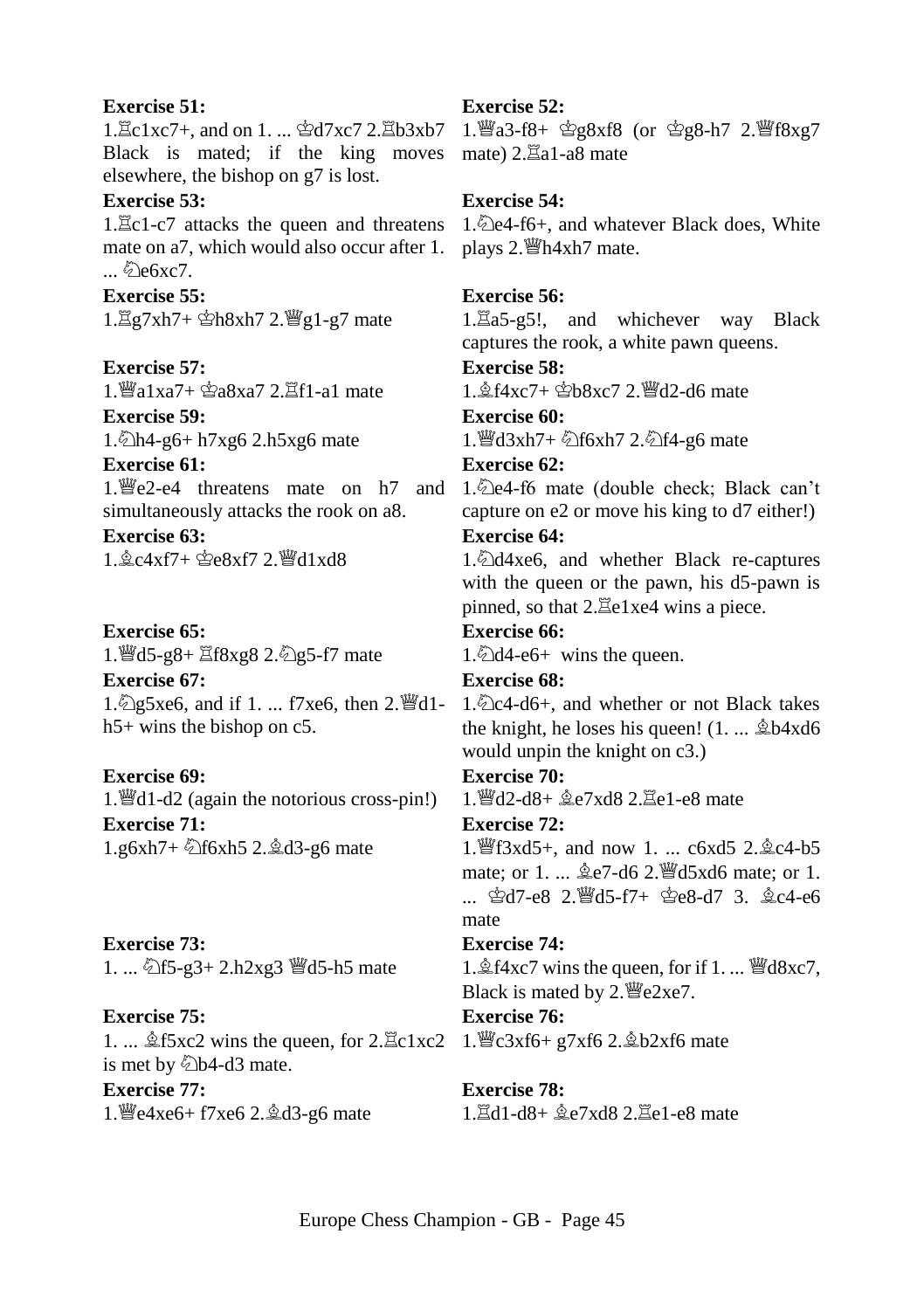**Exercise 51:**

1.♖c1xc7+, and on 1. ... ♔d7xc7 2.♖b3xb7 Black is mated; if the king moves elsewhere, the bishop on g7 is lost.

**Exercise 52:**

1.♕a3-f8+ ♔g8xf8 (or ♔g8-h7 2.♕f8xg7 mate) 2.♖a1-a8 mate

**Exercise 53:**

1.♖c1-c7 attacks the queen and threatens mate on a7, which would also occur after 1. ... ♘e6xc7.

**Exercise 54:**

1.♘e4-f6+, and whatever Black does, White plays 2.♕h4xh7 mate.

**Exercise 55:**

1.♖g7xh7+ ♔h8xh7 2.♕g1-g7 mate

**Exercise 56:**

1.♖a5-g5!, and whichever way Black captures the rook, a white pawn queens.

**Exercise 57:**

1.♕a1xa7+ ♔a8xa7 2.♖f1-a1 mate

**Exercise 58:**

1.♗f4xc7+ ♔b8xc7 2.♕d2-d6 mate

**Exercise 59:**

1.♘h4-g6+ h7xg6 2.h5xg6 mate

**Exercise 60:**

1.♕d3xh7+ ♘f6xh7 2.♘f4-g6 mate

**Exercise 61:**

1.♕e2-e4 threatens mate on h7 and simultaneously attacks the rook on a8.

**Exercise 62:**

1.♘e4-f6 mate (double check; Black can't capture on e2 or move his king to d7 either!)

**Exercise 63:**

1.♗c4xf7+ ♔e8xf7 2.♕d1xd8

**Exercise 64:**

1.♘d4xe6, and whether Black re-captures with the queen or the pawn, his d5-pawn is pinned, so that 2.♖e1xe4 wins a piece.

**Exercise 65:**

1.♕d5-g8+ ♖f8xg8 2.♘g5-f7 mate

**Exercise 66:**

1.♘d4-e6+ wins the queen.

**Exercise 67:**

1.♘g5xe6, and if 1. ... f7xe6, then 2.♕d1-h5+ wins the bishop on c5.

**Exercise 68:**

1.♘c4-d6+, and whether or not Black takes the knight, he loses his queen! (1. ... ♗b4xd6 would unpin the knight on c3.)

**Exercise 69:**

1.♕d1-d2 (again the notorious cross-pin!)

**Exercise 70:**

1.♕d2-d8+ ♗e7xd8 2.♖e1-e8 mate

**Exercise 71:**

1.g6xh7+ ♘f6xh5 2.♗d3-g6 mate

**Exercise 72:**

1.♕f3xd5+, and now 1. ... c6xd5 2.♗c4-b5 mate; or 1. ... ♗e7-d6 2.♕d5xd6 mate; or 1. ... ♔d7-e8 2.♕d5-f7+ ♔e8-d7 3. ♗c4-e6 mate

**Exercise 73:**

1. ... ♘f5-g3+ 2.h2xg3 ♕d5-h5 mate

**Exercise 74:**

1.♗f4xc7 wins the queen, for if 1. ... ♕d8xc7, Black is mated by 2.♕e2xe7.

**Exercise 75:**

1. ... ♗f5xc2 wins the queen, for 2.♖c1xc2 is met by ♘b4-d3 mate.

**Exercise 76:**

1.♕c3xf6+ g7xf6 2.♗b2xf6 mate

**Exercise 77:**

1.♕e4xe6+ f7xe6 2.♗d3-g6 mate

**Exercise 78:**

1.♖d1-d8+ ♗e7xd8 2.♖e1-e8 mate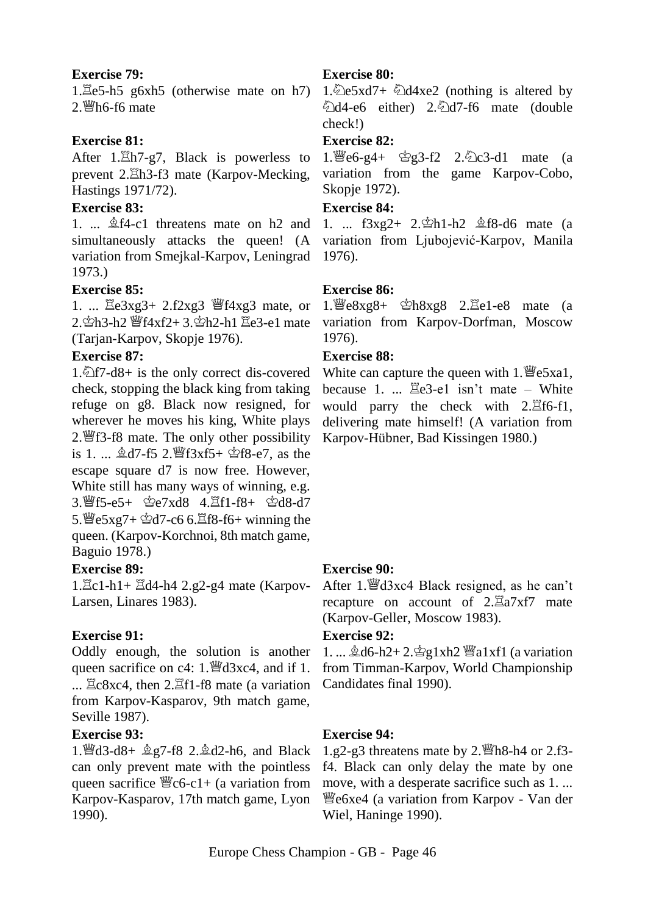**Exercise 79:**

1.♖e5-h5 g6xh5 (otherwise mate on h7) 2.♕h6-f6 mate

**Exercise 80:**

1.♘e5xd7+ ♘d4xe2 (nothing is altered by ♘d4-e6 either) 2.♘d7-f6 mate (double check!)

**Exercise 81:**

After 1.♖h7-g7, Black is powerless to prevent 2.♖h3-f3 mate (Karpov-Mecking, Hastings 1971/72).

**Exercise 82:**

1.♕e6-g4+ ♔g3-f2 2.♘c3-d1 mate (a variation from the game Karpov-Cobo, Skopje 1972).

**Exercise 83:**

1. ... ♗f4-c1 threatens mate on h2 and simultaneously attacks the queen! (A variation from Smejkal-Karpov, Leningrad 1973.)

**Exercise 84:**

1. ... f3xg2+ 2.♔h1-h2 ♗f8-d6 mate (a variation from Ljubojević-Karpov, Manila 1976).

**Exercise 85:**

1. ... ♖e3xg3+ 2.f2xg3 ♕f4xg3 mate, or 2.♔h3-h2 ♕f4xf2+ 3.♔h2-h1 ♖e3-e1 mate (Tarjan-Karpov, Skopje 1976).

**Exercise 86:**

1.♕e8xg8+ ♔h8xg8 2.♖e1-e8 mate (a variation from Karpov-Dorfman, Moscow 1976).

**Exercise 87:**

1.♘f7-d8+ is the only correct dis-covered check, stopping the black king from taking refuge on g8. Black now resigned, for wherever he moves his king, White plays 2.♕f3-f8 mate. The only other possibility is 1. ... ♗d7-f5 2.♕f3xf5+ ♔f8-e7, as the escape square d7 is now free. However, White still has many ways of winning, e.g. 3.♕f5-e5+ ♔e7xd8 4.♖f1-f8+ ♔d8-d7 5.♕e5xg7+ ♔d7-c6 6.♖f8-f6+ winning the queen. (Karpov-Korchnoi, 8th match game, Baguio 1978.)

**Exercise 88:**

White can capture the queen with 1.♕e5xa1, because 1. ... ♖e3-e1 isn't mate – White would parry the check with 2.♖f6-f1, delivering mate himself! (A variation from Karpov-Hübner, Bad Kissingen 1980.)

**Exercise 89:**

1.♖c1-h1+ ♖d4-h4 2.g2-g4 mate (Karpov-Larsen, Linares 1983).

**Exercise 90:**

After 1.♕d3xc4 Black resigned, as he can't recapture on account of 2.♖a7xf7 mate (Karpov-Geller, Moscow 1983).

**Exercise 91:**

Oddly enough, the solution is another queen sacrifice on c4: 1.♕d3xc4, and if 1. ... ♖c8xc4, then 2.♖f1-f8 mate (a variation from Karpov-Kasparov, 9th match game, Seville 1987).

**Exercise 92:**

1. ... ♗d6-h2+ 2.♔g1xh2 ♕a1xf1 (a variation from Timman-Karpov, World Championship Candidates final 1990).

**Exercise 93:**

1.♕d3-d8+ ♗g7-f8 2.♗d2-h6, and Black can only prevent mate with the pointless queen sacrifice ♕c6-c1+ (a variation from Karpov-Kasparov, 17th match game, Lyon 1990).

**Exercise 94:**

1.g2-g3 threatens mate by 2.♕h8-h4 or 2.f3-f4. Black can only delay the mate by one move, with a desperate sacrifice such as 1. ... ♕e6xe4 (a variation from Karpov - Van der Wiel, Haninge 1990).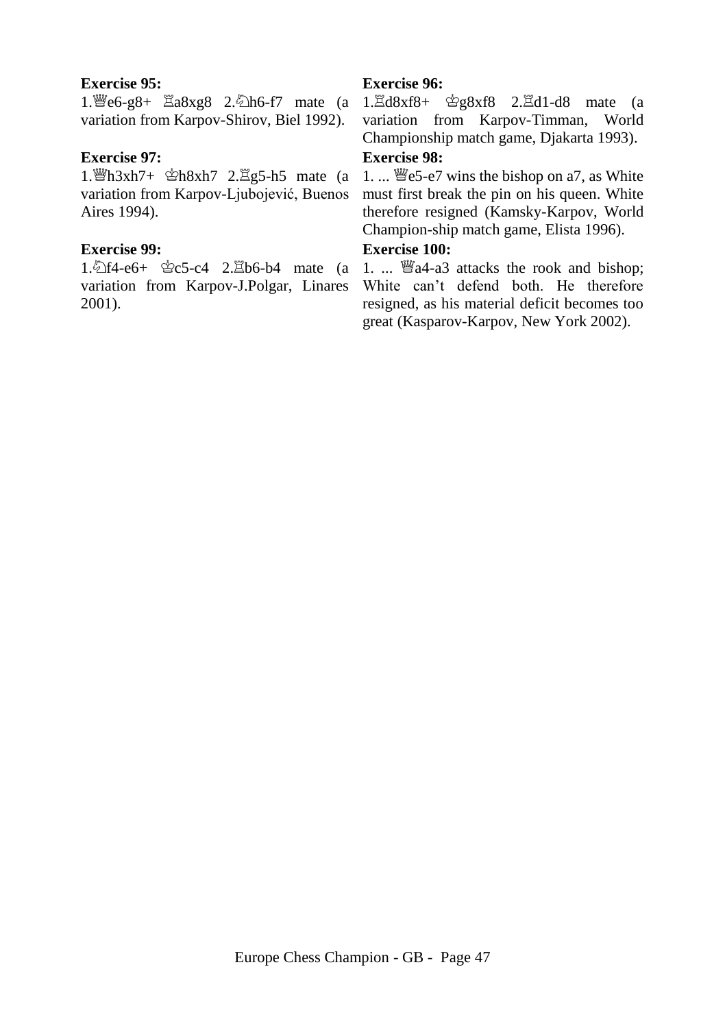**Exercise 95:**
1.♕e6-g8+ ♖a8xg8 2.♘h6-f7 mate (a variation from Karpov-Shirov, Biel 1992).

**Exercise 96:**
1.♖d8xf8+ ♔g8xf8 2.♖d1-d8 mate (a variation from Karpov-Timman, World Championship match game, Djakarta 1993).

**Exercise 97:**
1.♕h3xh7+ ♔h8xh7 2.♖g5-h5 mate (a variation from Karpov-Ljubojević, Buenos Aires 1994).

**Exercise 98:**
1. ... ♕e5-e7 wins the bishop on a7, as White must first break the pin on his queen. White therefore resigned (Kamsky-Karpov, World Champion-ship match game, Elista 1996).

**Exercise 99:**
1.♘f4-e6+ ♔c5-c4 2.♖b6-b4 mate (a variation from Karpov-J.Polgar, Linares 2001).

**Exercise 100:**
1. ... ♕a4-a3 attacks the rook and bishop; White can't defend both. He therefore resigned, as his material deficit becomes too great (Kasparov-Karpov, New York 2002).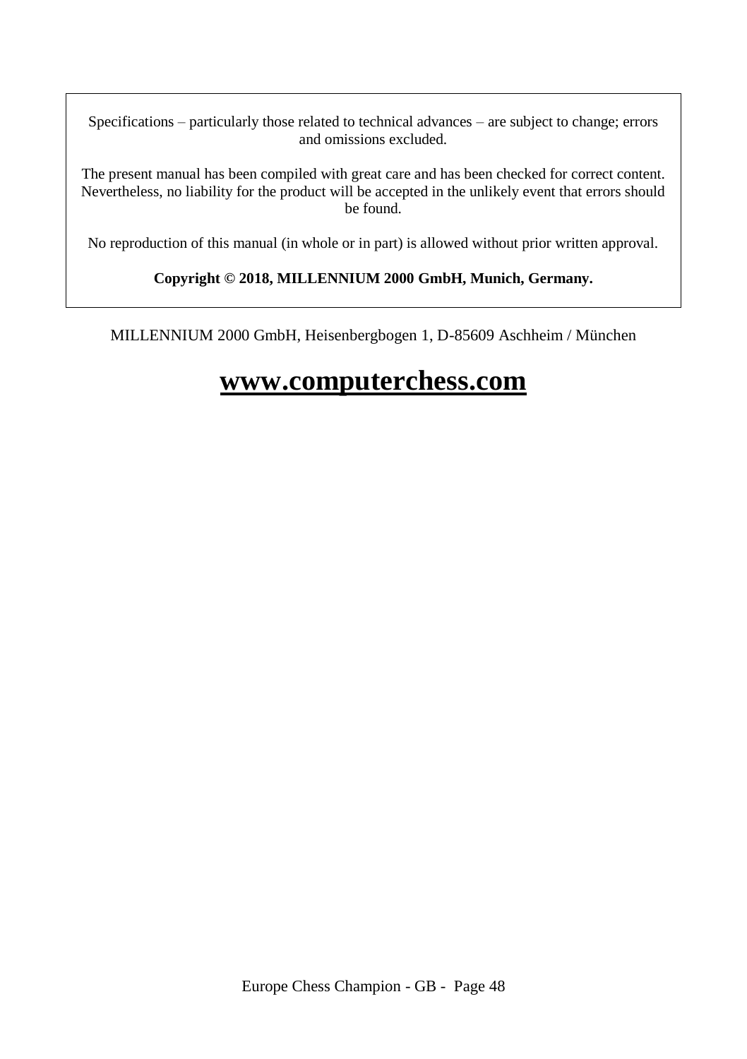Specifications – particularly those related to technical advances – are subject to change; errors and omissions excluded.

The present manual has been compiled with great care and has been checked for correct content. Nevertheless, no liability for the product will be accepted in the unlikely event that errors should be found.

No reproduction of this manual (in whole or in part) is allowed without prior written approval.

**Copyright © 2018, MILLENNIUM 2000 GmbH, Munich, Germany.**

MILLENNIUM 2000 GmbH, Heisenbergbogen 1, D-85609 Aschheim / München

# www.computerchess.com